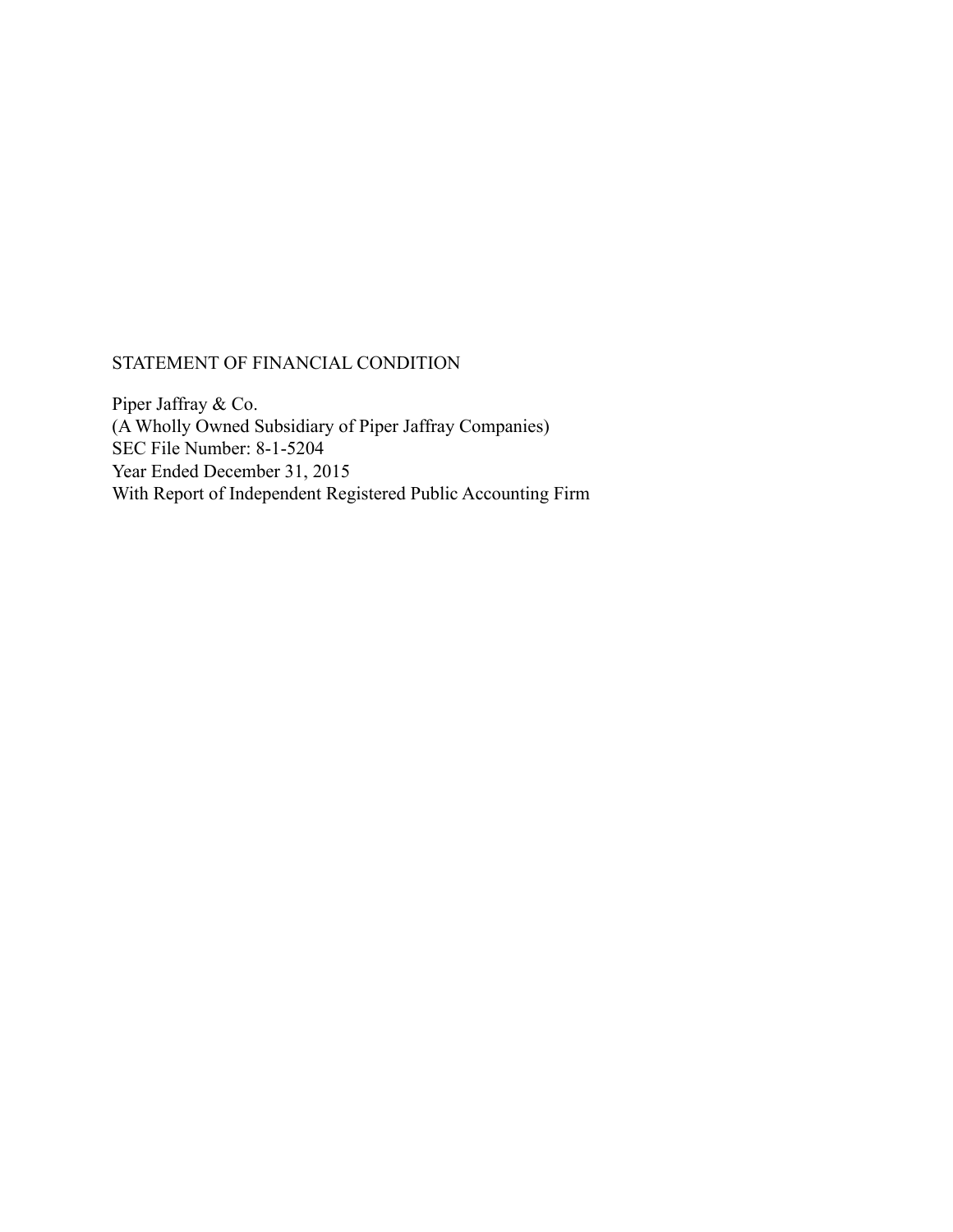STATEMENT OF FINANCIAL CONDITION

Piper Jaffray & Co.
(A Wholly Owned Subsidiary of Piper Jaffray Companies)
SEC File Number: 8-1-5204
Year Ended December 31, 2015
With Report of Independent Registered Public Accounting Firm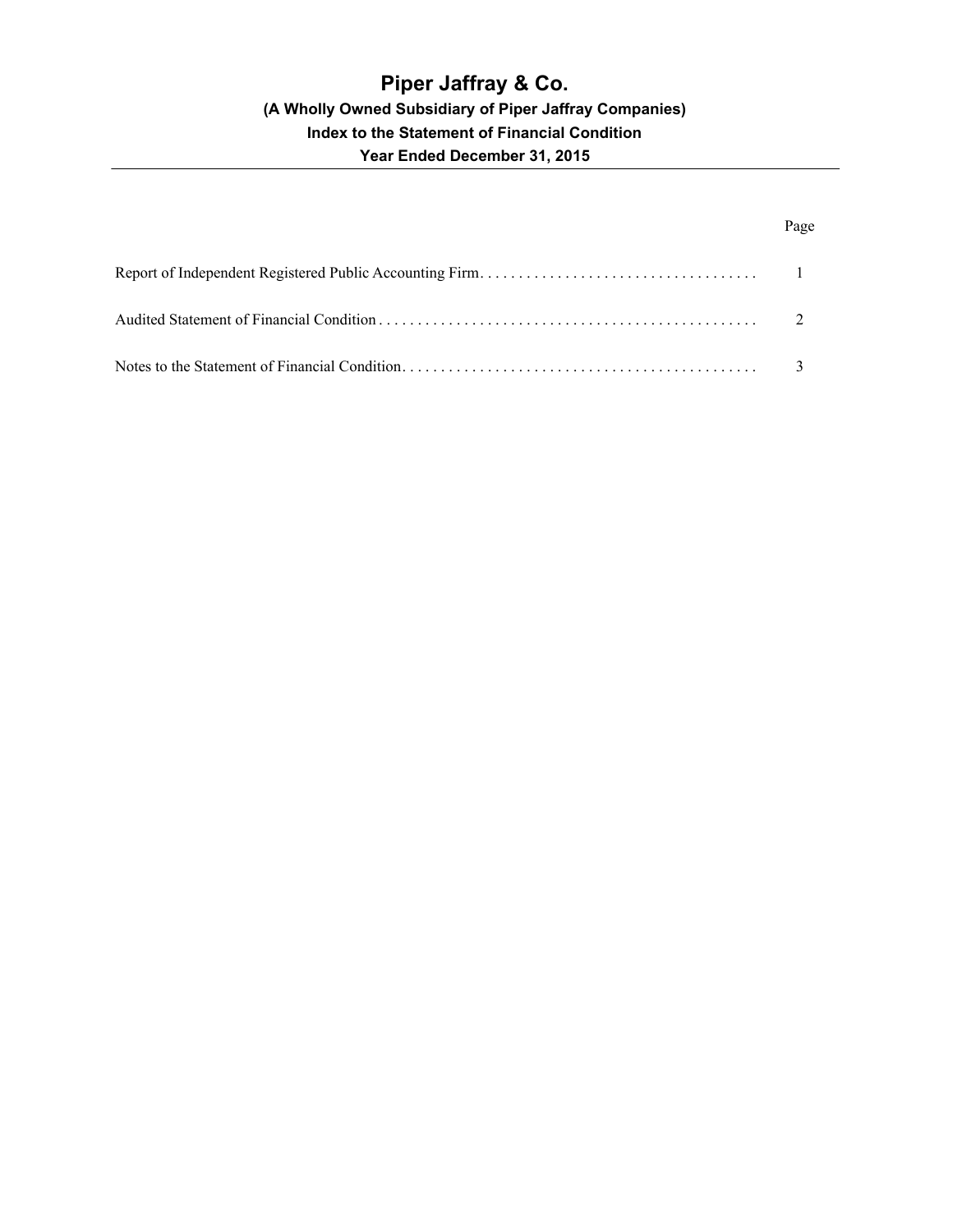# Piper Jaffray & Co.

### (A Wholly Owned Subsidiary of Piper Jaffray Companies)

### Index to the Statement of Financial Condition

### Year Ended December 31, 2015

| | Page |
|---|---|
| Report of Independent Registered Public Accounting Firm | 1 |
| Audited Statement of Financial Condition | 2 |
| Notes to the Statement of Financial Condition | 3 |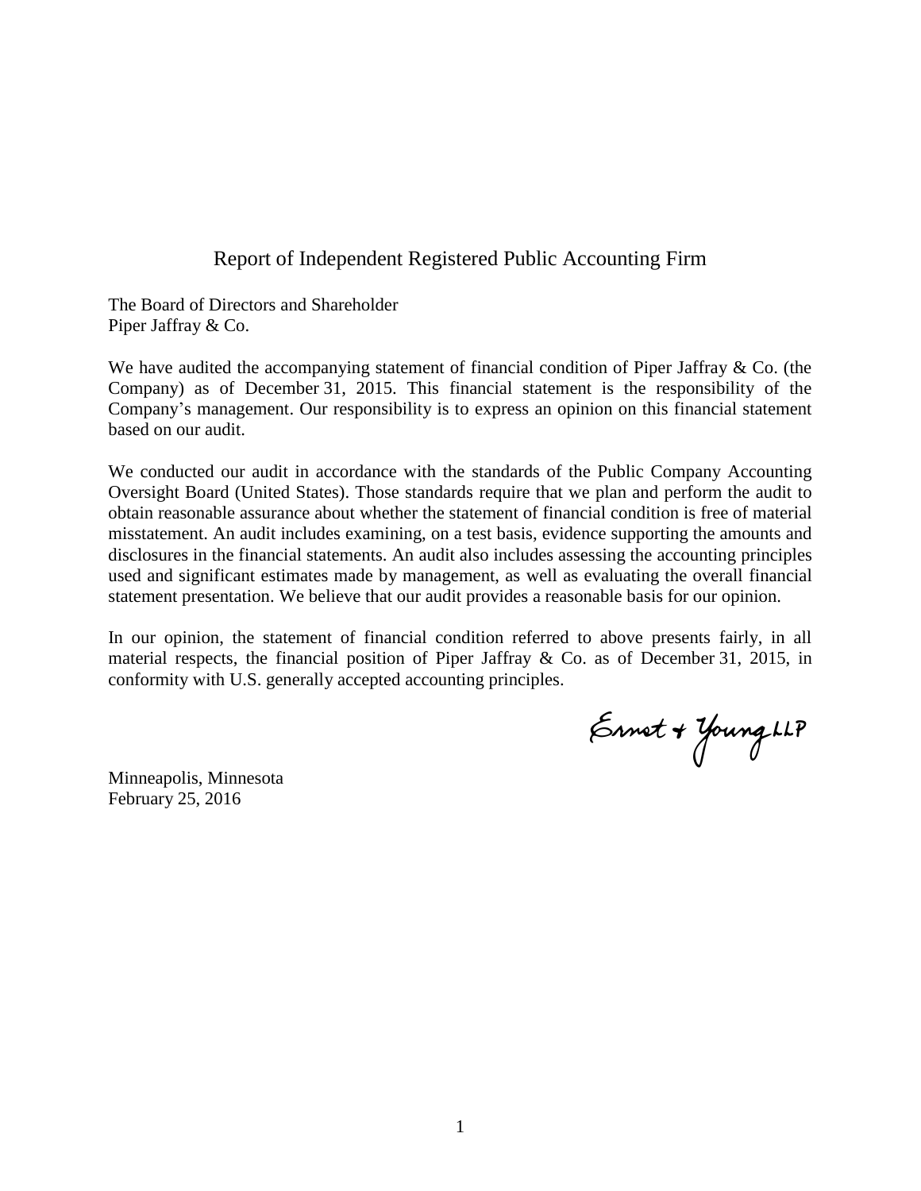# Report of Independent Registered Public Accounting Firm

The Board of Directors and Shareholder
Piper Jaffray & Co.

We have audited the accompanying statement of financial condition of Piper Jaffray & Co. (the Company) as of December 31, 2015. This financial statement is the responsibility of the Company's management. Our responsibility is to express an opinion on this financial statement based on our audit.

We conducted our audit in accordance with the standards of the Public Company Accounting Oversight Board (United States). Those standards require that we plan and perform the audit to obtain reasonable assurance about whether the statement of financial condition is free of material misstatement. An audit includes examining, on a test basis, evidence supporting the amounts and disclosures in the financial statements. An audit also includes assessing the accounting principles used and significant estimates made by management, as well as evaluating the overall financial statement presentation. We believe that our audit provides a reasonable basis for our opinion.

In our opinion, the statement of financial condition referred to above presents fairly, in all material respects, the financial position of Piper Jaffray & Co. as of December 31, 2015, in conformity with U.S. generally accepted accounting principles.

Ernst & Young LLP

Minneapolis, Minnesota
February 25, 2016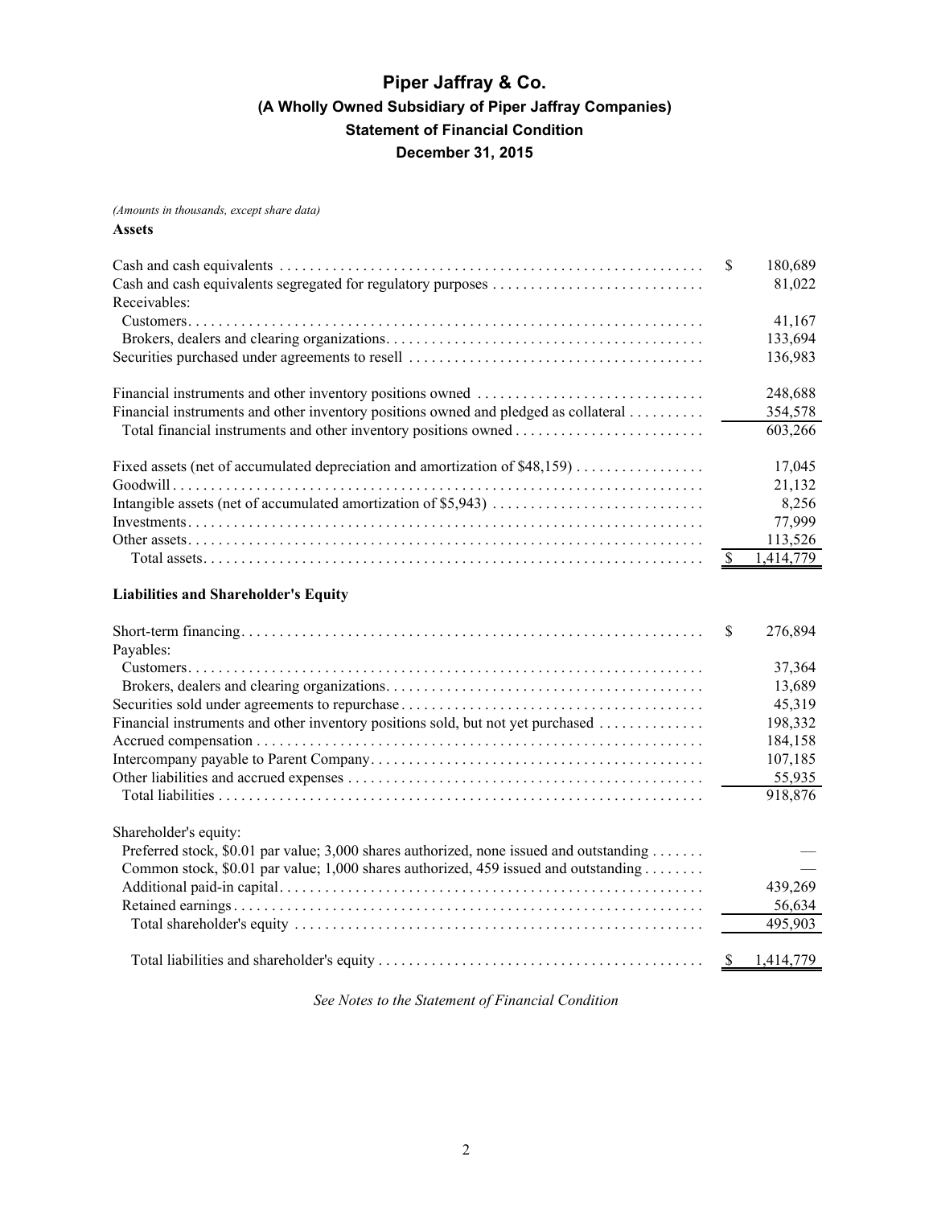# Piper Jaffray & Co.

## (A Wholly Owned Subsidiary of Piper Jaffray Companies)

## Statement of Financial Condition

## December 31, 2015

*(Amounts in thousands, except share data)*

**Assets**

| | | |
|---|---|---|
| Cash and cash equivalents | $ | 180,689 |
| Cash and cash equivalents segregated for regulatory purposes | | 81,022 |
| Receivables: | | |
| Customers | | 41,167 |
| Brokers, dealers and clearing organizations | | 133,694 |
| Securities purchased under agreements to resell | | 136,983 |
| | | |
| Financial instruments and other inventory positions owned | | 248,688 |
| Financial instruments and other inventory positions owned and pledged as collateral | | 354,578 |
| Total financial instruments and other inventory positions owned | | 603,266 |
| | | |
| Fixed assets (net of accumulated depreciation and amortization of $48,159) | | 17,045 |
| Goodwill | | 21,132 |
| Intangible assets (net of accumulated amortization of $5,943) | | 8,256 |
| Investments | | 77,999 |
| Other assets | | 113,526 |
| Total assets | $ | 1,414,779 |

**Liabilities and Shareholder's Equity**

| | | |
|---|---|---|
| Short-term financing | $ | 276,894 |
| Payables: | | |
| Customers | | 37,364 |
| Brokers, dealers and clearing organizations | | 13,689 |
| Securities sold under agreements to repurchase | | 45,319 |
| Financial instruments and other inventory positions sold, but not yet purchased | | 198,332 |
| Accrued compensation | | 184,158 |
| Intercompany payable to Parent Company | | 107,185 |
| Other liabilities and accrued expenses | | 55,935 |
| Total liabilities | | 918,876 |
| | | |
| Shareholder's equity: | | |
| Preferred stock, $0.01 par value; 3,000 shares authorized, none issued and outstanding | | — |
| Common stock, $0.01 par value; 1,000 shares authorized, 459 issued and outstanding | | — |
| Additional paid-in capital | | 439,269 |
| Retained earnings | | 56,634 |
| Total shareholder's equity | | 495,903 |
| | | |
| Total liabilities and shareholder's equity | $ | 1,414,779 |

*See Notes to the Statement of Financial Condition*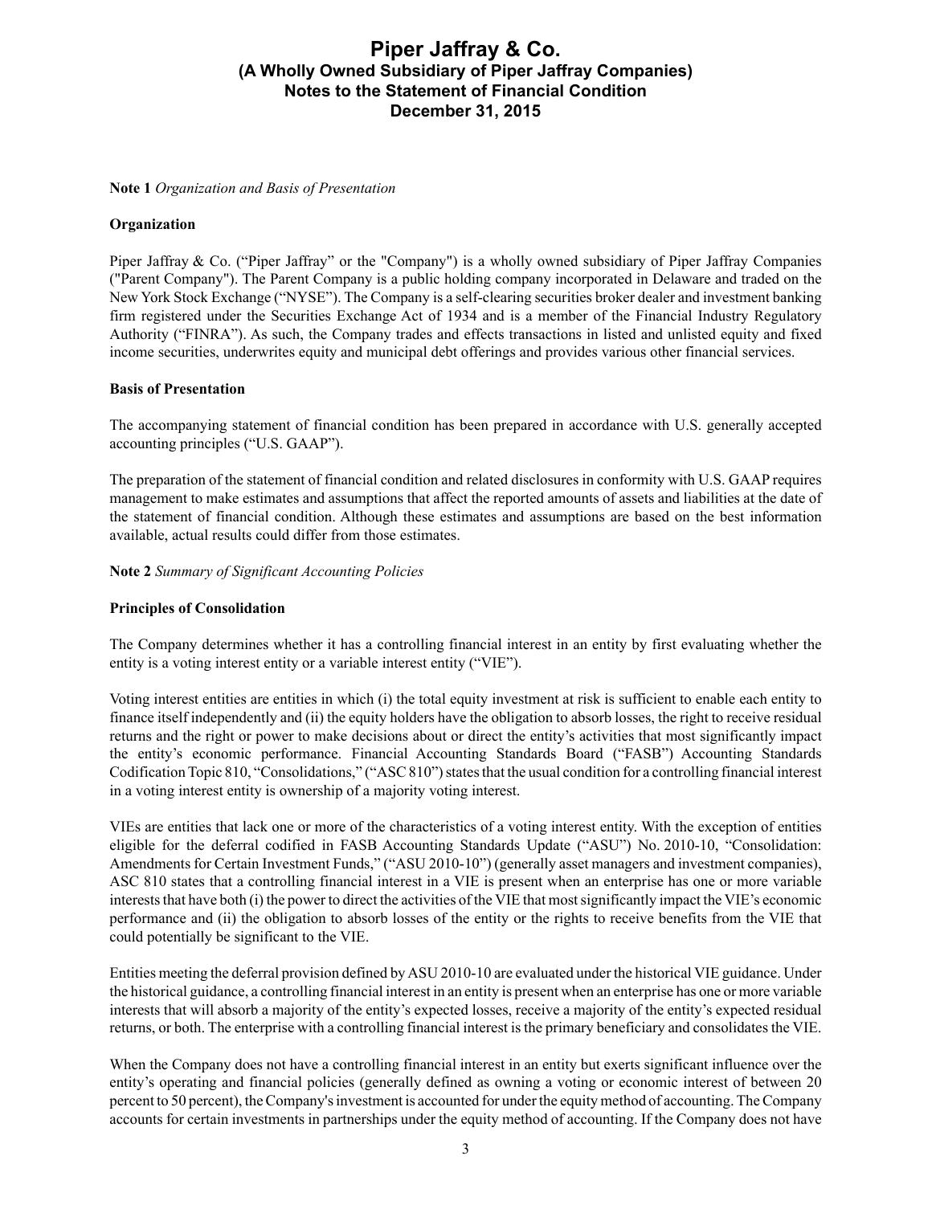# Piper Jaffray & Co.
## (A Wholly Owned Subsidiary of Piper Jaffray Companies)
## Notes to the Statement of Financial Condition
## December 31, 2015

**Note 1** *Organization and Basis of Presentation*

**Organization**

Piper Jaffray & Co. ("Piper Jaffray" or the "Company") is a wholly owned subsidiary of Piper Jaffray Companies ("Parent Company"). The Parent Company is a public holding company incorporated in Delaware and traded on the New York Stock Exchange ("NYSE"). The Company is a self-clearing securities broker dealer and investment banking firm registered under the Securities Exchange Act of 1934 and is a member of the Financial Industry Regulatory Authority ("FINRA"). As such, the Company trades and effects transactions in listed and unlisted equity and fixed income securities, underwrites equity and municipal debt offerings and provides various other financial services.

**Basis of Presentation**

The accompanying statement of financial condition has been prepared in accordance with U.S. generally accepted accounting principles ("U.S. GAAP").

The preparation of the statement of financial condition and related disclosures in conformity with U.S. GAAP requires management to make estimates and assumptions that affect the reported amounts of assets and liabilities at the date of the statement of financial condition. Although these estimates and assumptions are based on the best information available, actual results could differ from those estimates.

**Note 2** *Summary of Significant Accounting Policies*

**Principles of Consolidation**

The Company determines whether it has a controlling financial interest in an entity by first evaluating whether the entity is a voting interest entity or a variable interest entity ("VIE").

Voting interest entities are entities in which (i) the total equity investment at risk is sufficient to enable each entity to finance itself independently and (ii) the equity holders have the obligation to absorb losses, the right to receive residual returns and the right or power to make decisions about or direct the entity's activities that most significantly impact the entity's economic performance. Financial Accounting Standards Board ("FASB") Accounting Standards Codification Topic 810, "Consolidations," ("ASC 810") states that the usual condition for a controlling financial interest in a voting interest entity is ownership of a majority voting interest.

VIEs are entities that lack one or more of the characteristics of a voting interest entity. With the exception of entities eligible for the deferral codified in FASB Accounting Standards Update ("ASU") No. 2010-10, "Consolidation: Amendments for Certain Investment Funds," ("ASU 2010-10") (generally asset managers and investment companies), ASC 810 states that a controlling financial interest in a VIE is present when an enterprise has one or more variable interests that have both (i) the power to direct the activities of the VIE that most significantly impact the VIE's economic performance and (ii) the obligation to absorb losses of the entity or the rights to receive benefits from the VIE that could potentially be significant to the VIE.

Entities meeting the deferral provision defined by ASU 2010-10 are evaluated under the historical VIE guidance. Under the historical guidance, a controlling financial interest in an entity is present when an enterprise has one or more variable interests that will absorb a majority of the entity's expected losses, receive a majority of the entity's expected residual returns, or both. The enterprise with a controlling financial interest is the primary beneficiary and consolidates the VIE.

When the Company does not have a controlling financial interest in an entity but exerts significant influence over the entity's operating and financial policies (generally defined as owning a voting or economic interest of between 20 percent to 50 percent), the Company's investment is accounted for under the equity method of accounting. The Company accounts for certain investments in partnerships under the equity method of accounting. If the Company does not have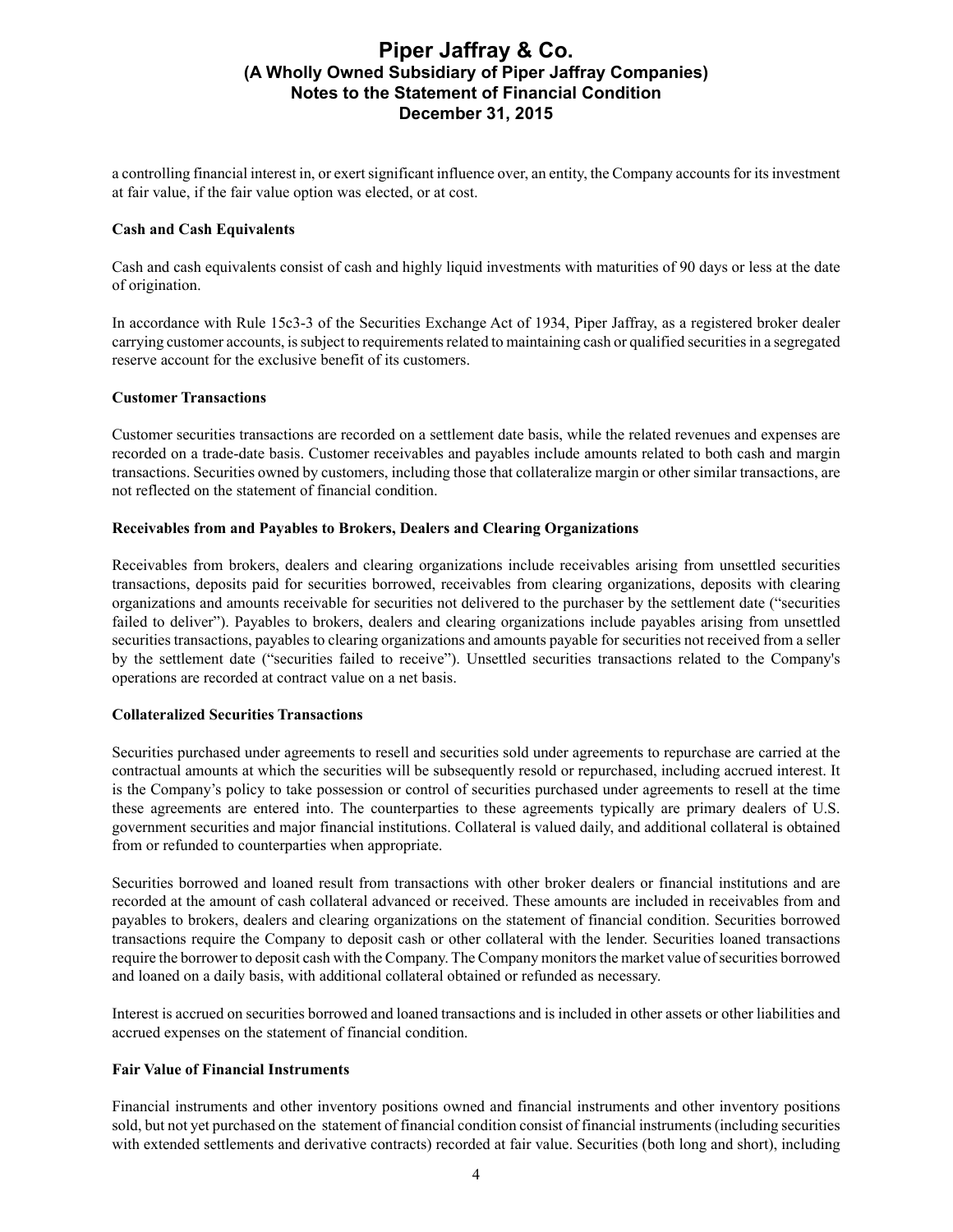a controlling financial interest in, or exert significant influence over, an entity, the Company accounts for its investment at fair value, if the fair value option was elected, or at cost.

**Cash and Cash Equivalents**

Cash and cash equivalents consist of cash and highly liquid investments with maturities of 90 days or less at the date of origination.

In accordance with Rule 15c3-3 of the Securities Exchange Act of 1934, Piper Jaffray, as a registered broker dealer carrying customer accounts, is subject to requirements related to maintaining cash or qualified securities in a segregated reserve account for the exclusive benefit of its customers.

**Customer Transactions**

Customer securities transactions are recorded on a settlement date basis, while the related revenues and expenses are recorded on a trade-date basis. Customer receivables and payables include amounts related to both cash and margin transactions. Securities owned by customers, including those that collateralize margin or other similar transactions, are not reflected on the statement of financial condition.

**Receivables from and Payables to Brokers, Dealers and Clearing Organizations**

Receivables from brokers, dealers and clearing organizations include receivables arising from unsettled securities transactions, deposits paid for securities borrowed, receivables from clearing organizations, deposits with clearing organizations and amounts receivable for securities not delivered to the purchaser by the settlement date ("securities failed to deliver"). Payables to brokers, dealers and clearing organizations include payables arising from unsettled securities transactions, payables to clearing organizations and amounts payable for securities not received from a seller by the settlement date ("securities failed to receive"). Unsettled securities transactions related to the Company's operations are recorded at contract value on a net basis.

**Collateralized Securities Transactions**

Securities purchased under agreements to resell and securities sold under agreements to repurchase are carried at the contractual amounts at which the securities will be subsequently resold or repurchased, including accrued interest. It is the Company's policy to take possession or control of securities purchased under agreements to resell at the time these agreements are entered into. The counterparties to these agreements typically are primary dealers of U.S. government securities and major financial institutions. Collateral is valued daily, and additional collateral is obtained from or refunded to counterparties when appropriate.

Securities borrowed and loaned result from transactions with other broker dealers or financial institutions and are recorded at the amount of cash collateral advanced or received. These amounts are included in receivables from and payables to brokers, dealers and clearing organizations on the statement of financial condition. Securities borrowed transactions require the Company to deposit cash or other collateral with the lender. Securities loaned transactions require the borrower to deposit cash with the Company. The Company monitors the market value of securities borrowed and loaned on a daily basis, with additional collateral obtained or refunded as necessary.

Interest is accrued on securities borrowed and loaned transactions and is included in other assets or other liabilities and accrued expenses on the statement of financial condition.

**Fair Value of Financial Instruments**

Financial instruments and other inventory positions owned and financial instruments and other inventory positions sold, but not yet purchased on the statement of financial condition consist of financial instruments (including securities with extended settlements and derivative contracts) recorded at fair value. Securities (both long and short), including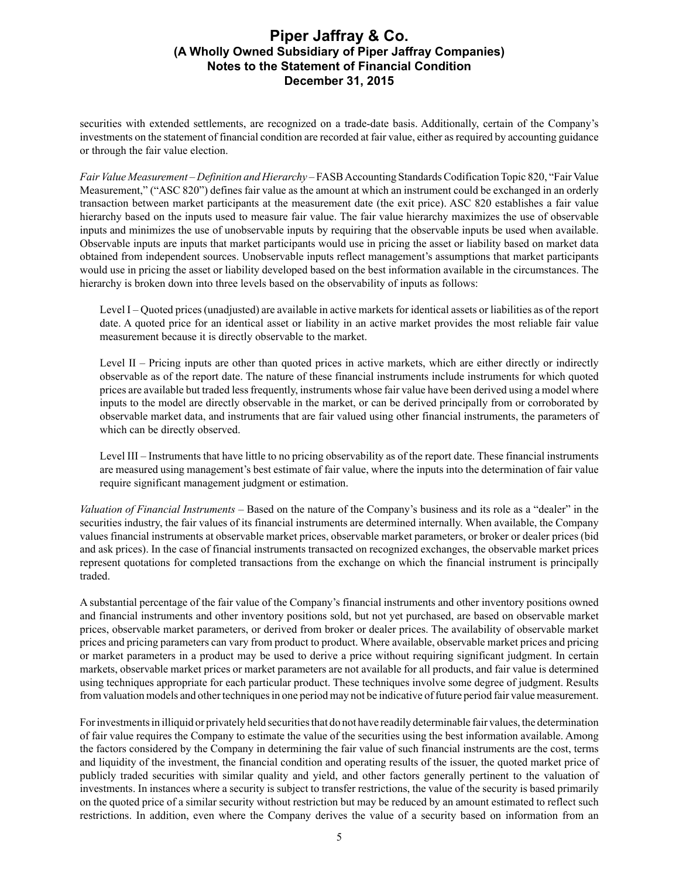securities with extended settlements, are recognized on a trade-date basis. Additionally, certain of the Company's investments on the statement of financial condition are recorded at fair value, either as required by accounting guidance or through the fair value election.

*Fair Value Measurement – Definition and Hierarchy* – FASB Accounting Standards Codification Topic 820, "Fair Value Measurement," ("ASC 820") defines fair value as the amount at which an instrument could be exchanged in an orderly transaction between market participants at the measurement date (the exit price). ASC 820 establishes a fair value hierarchy based on the inputs used to measure fair value. The fair value hierarchy maximizes the use of observable inputs and minimizes the use of unobservable inputs by requiring that the observable inputs be used when available. Observable inputs are inputs that market participants would use in pricing the asset or liability based on market data obtained from independent sources. Unobservable inputs reflect management's assumptions that market participants would use in pricing the asset or liability developed based on the best information available in the circumstances. The hierarchy is broken down into three levels based on the observability of inputs as follows:

Level I – Quoted prices (unadjusted) are available in active markets for identical assets or liabilities as of the report date. A quoted price for an identical asset or liability in an active market provides the most reliable fair value measurement because it is directly observable to the market.

Level II – Pricing inputs are other than quoted prices in active markets, which are either directly or indirectly observable as of the report date. The nature of these financial instruments include instruments for which quoted prices are available but traded less frequently, instruments whose fair value have been derived using a model where inputs to the model are directly observable in the market, or can be derived principally from or corroborated by observable market data, and instruments that are fair valued using other financial instruments, the parameters of which can be directly observed.

Level III – Instruments that have little to no pricing observability as of the report date. These financial instruments are measured using management's best estimate of fair value, where the inputs into the determination of fair value require significant management judgment or estimation.

*Valuation of Financial Instruments* – Based on the nature of the Company's business and its role as a "dealer" in the securities industry, the fair values of its financial instruments are determined internally. When available, the Company values financial instruments at observable market prices, observable market parameters, or broker or dealer prices (bid and ask prices). In the case of financial instruments transacted on recognized exchanges, the observable market prices represent quotations for completed transactions from the exchange on which the financial instrument is principally traded.

A substantial percentage of the fair value of the Company's financial instruments and other inventory positions owned and financial instruments and other inventory positions sold, but not yet purchased, are based on observable market prices, observable market parameters, or derived from broker or dealer prices. The availability of observable market prices and pricing parameters can vary from product to product. Where available, observable market prices and pricing or market parameters in a product may be used to derive a price without requiring significant judgment. In certain markets, observable market prices or market parameters are not available for all products, and fair value is determined using techniques appropriate for each particular product. These techniques involve some degree of judgment. Results from valuation models and other techniques in one period may not be indicative of future period fair value measurement.

For investments in illiquid or privately held securities that do not have readily determinable fair values, the determination of fair value requires the Company to estimate the value of the securities using the best information available. Among the factors considered by the Company in determining the fair value of such financial instruments are the cost, terms and liquidity of the investment, the financial condition and operating results of the issuer, the quoted market price of publicly traded securities with similar quality and yield, and other factors generally pertinent to the valuation of investments. In instances where a security is subject to transfer restrictions, the value of the security is based primarily on the quoted price of a similar security without restriction but may be reduced by an amount estimated to reflect such restrictions. In addition, even where the Company derives the value of a security based on information from an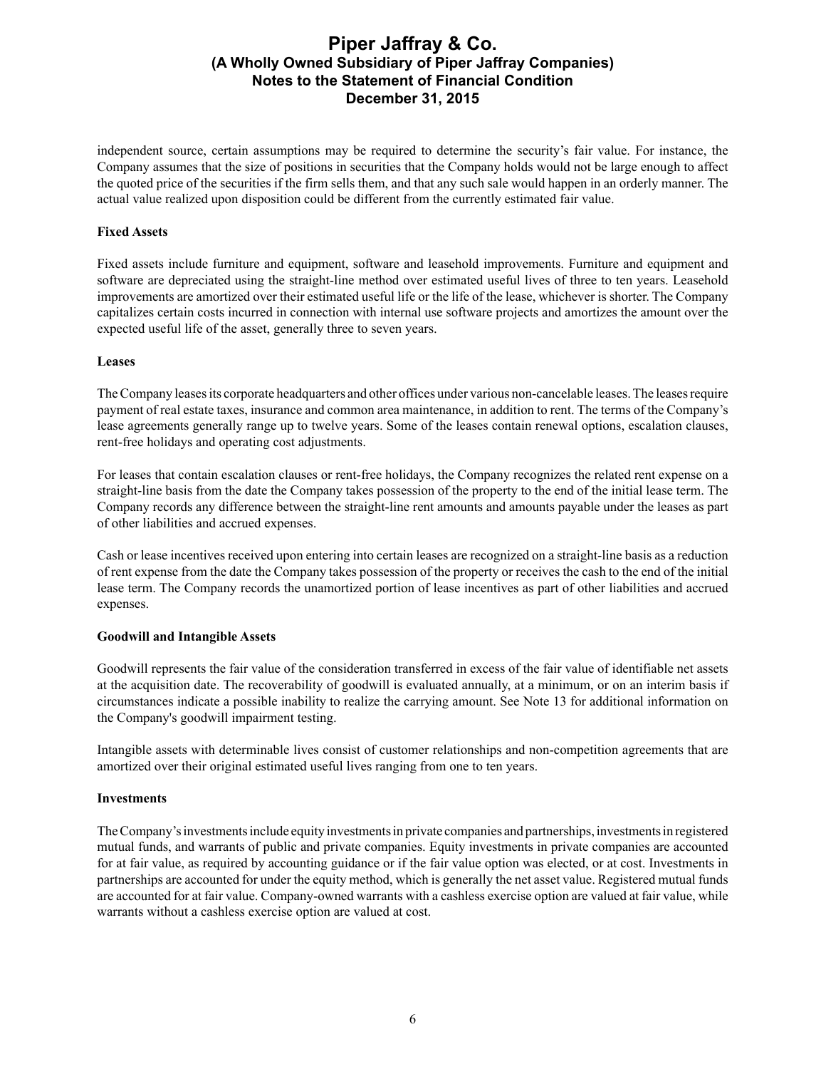independent source, certain assumptions may be required to determine the security's fair value. For instance, the Company assumes that the size of positions in securities that the Company holds would not be large enough to affect the quoted price of the securities if the firm sells them, and that any such sale would happen in an orderly manner. The actual value realized upon disposition could be different from the currently estimated fair value.

**Fixed Assets**

Fixed assets include furniture and equipment, software and leasehold improvements. Furniture and equipment and software are depreciated using the straight-line method over estimated useful lives of three to ten years. Leasehold improvements are amortized over their estimated useful life or the life of the lease, whichever is shorter. The Company capitalizes certain costs incurred in connection with internal use software projects and amortizes the amount over the expected useful life of the asset, generally three to seven years.

**Leases**

The Company leases its corporate headquarters and other offices under various non-cancelable leases. The leases require payment of real estate taxes, insurance and common area maintenance, in addition to rent. The terms of the Company's lease agreements generally range up to twelve years. Some of the leases contain renewal options, escalation clauses, rent-free holidays and operating cost adjustments.

For leases that contain escalation clauses or rent-free holidays, the Company recognizes the related rent expense on a straight-line basis from the date the Company takes possession of the property to the end of the initial lease term. The Company records any difference between the straight-line rent amounts and amounts payable under the leases as part of other liabilities and accrued expenses.

Cash or lease incentives received upon entering into certain leases are recognized on a straight-line basis as a reduction of rent expense from the date the Company takes possession of the property or receives the cash to the end of the initial lease term. The Company records the unamortized portion of lease incentives as part of other liabilities and accrued expenses.

**Goodwill and Intangible Assets**

Goodwill represents the fair value of the consideration transferred in excess of the fair value of identifiable net assets at the acquisition date. The recoverability of goodwill is evaluated annually, at a minimum, or on an interim basis if circumstances indicate a possible inability to realize the carrying amount. See Note 13 for additional information on the Company's goodwill impairment testing.

Intangible assets with determinable lives consist of customer relationships and non-competition agreements that are amortized over their original estimated useful lives ranging from one to ten years.

**Investments**

The Company's investments include equity investments in private companies and partnerships, investments in registered mutual funds, and warrants of public and private companies. Equity investments in private companies are accounted for at fair value, as required by accounting guidance or if the fair value option was elected, or at cost. Investments in partnerships are accounted for under the equity method, which is generally the net asset value. Registered mutual funds are accounted for at fair value. Company-owned warrants with a cashless exercise option are valued at fair value, while warrants without a cashless exercise option are valued at cost.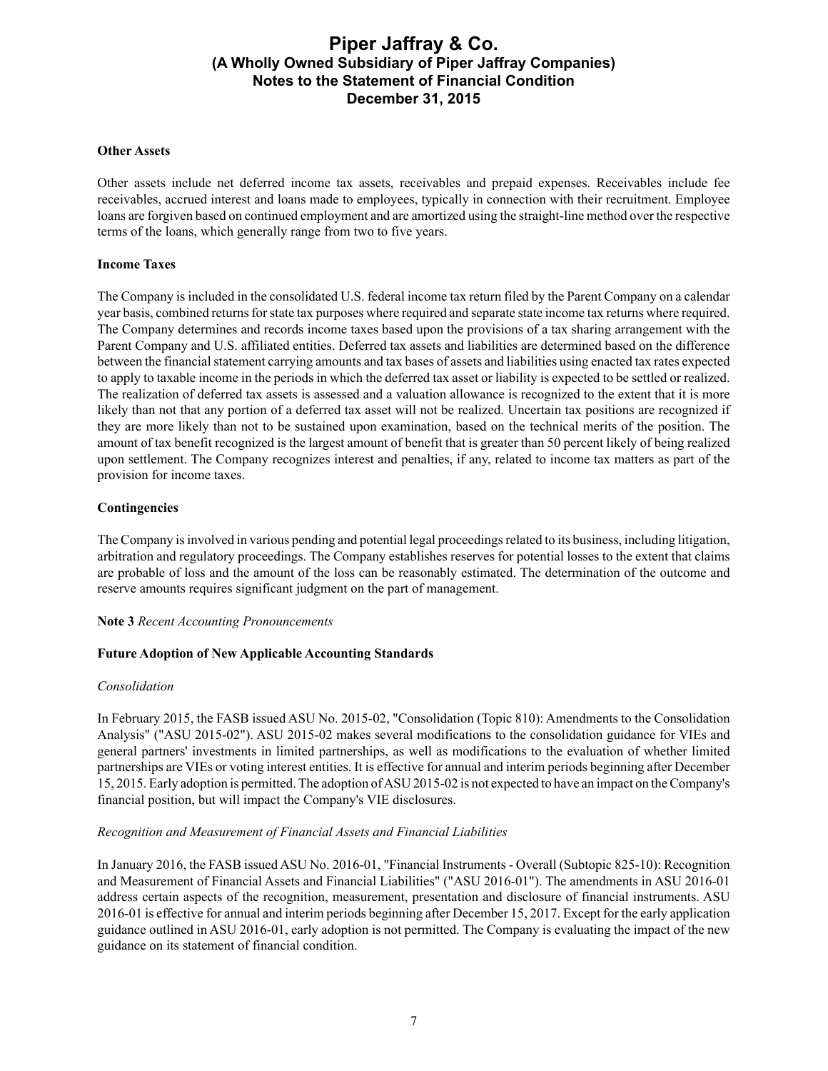**Other Assets**

Other assets include net deferred income tax assets, receivables and prepaid expenses. Receivables include fee receivables, accrued interest and loans made to employees, typically in connection with their recruitment. Employee loans are forgiven based on continued employment and are amortized using the straight-line method over the respective terms of the loans, which generally range from two to five years.

**Income Taxes**

The Company is included in the consolidated U.S. federal income tax return filed by the Parent Company on a calendar year basis, combined returns for state tax purposes where required and separate state income tax returns where required. The Company determines and records income taxes based upon the provisions of a tax sharing arrangement with the Parent Company and U.S. affiliated entities. Deferred tax assets and liabilities are determined based on the difference between the financial statement carrying amounts and tax bases of assets and liabilities using enacted tax rates expected to apply to taxable income in the periods in which the deferred tax asset or liability is expected to be settled or realized. The realization of deferred tax assets is assessed and a valuation allowance is recognized to the extent that it is more likely than not that any portion of a deferred tax asset will not be realized. Uncertain tax positions are recognized if they are more likely than not to be sustained upon examination, based on the technical merits of the position. The amount of tax benefit recognized is the largest amount of benefit that is greater than 50 percent likely of being realized upon settlement. The Company recognizes interest and penalties, if any, related to income tax matters as part of the provision for income taxes.

**Contingencies**

The Company is involved in various pending and potential legal proceedings related to its business, including litigation, arbitration and regulatory proceedings. The Company establishes reserves for potential losses to the extent that claims are probable of loss and the amount of the loss can be reasonably estimated. The determination of the outcome and reserve amounts requires significant judgment on the part of management.

**Note 3** *Recent Accounting Pronouncements*

**Future Adoption of New Applicable Accounting Standards**

*Consolidation*

In February 2015, the FASB issued ASU No. 2015-02, "Consolidation (Topic 810): Amendments to the Consolidation Analysis" ("ASU 2015-02"). ASU 2015-02 makes several modifications to the consolidation guidance for VIEs and general partners' investments in limited partnerships, as well as modifications to the evaluation of whether limited partnerships are VIEs or voting interest entities. It is effective for annual and interim periods beginning after December 15, 2015. Early adoption is permitted. The adoption of ASU 2015-02 is not expected to have an impact on the Company's financial position, but will impact the Company's VIE disclosures.

*Recognition and Measurement of Financial Assets and Financial Liabilities*

In January 2016, the FASB issued ASU No. 2016-01, "Financial Instruments - Overall (Subtopic 825-10): Recognition and Measurement of Financial Assets and Financial Liabilities" ("ASU 2016-01"). The amendments in ASU 2016-01 address certain aspects of the recognition, measurement, presentation and disclosure of financial instruments. ASU 2016-01 is effective for annual and interim periods beginning after December 15, 2017. Except for the early application guidance outlined in ASU 2016-01, early adoption is not permitted. The Company is evaluating the impact of the new guidance on its statement of financial condition.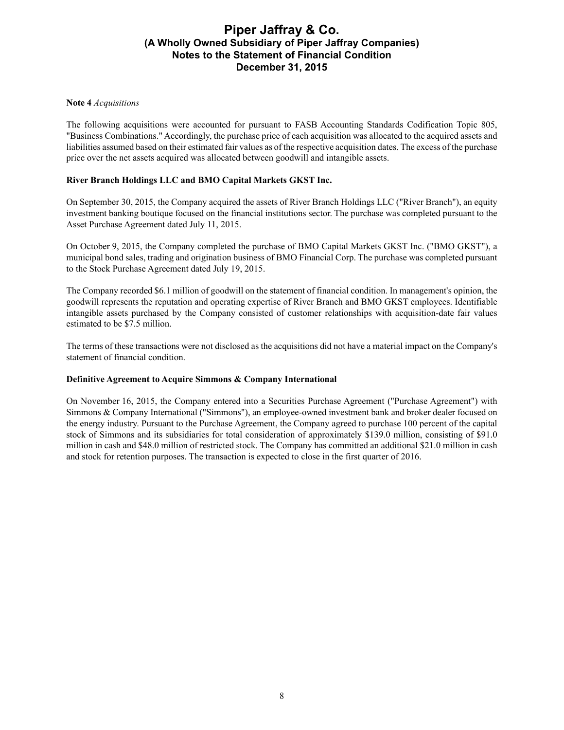**Note 4** *Acquisitions*

The following acquisitions were accounted for pursuant to FASB Accounting Standards Codification Topic 805, "Business Combinations." Accordingly, the purchase price of each acquisition was allocated to the acquired assets and liabilities assumed based on their estimated fair values as of the respective acquisition dates. The excess of the purchase price over the net assets acquired was allocated between goodwill and intangible assets.

**River Branch Holdings LLC and BMO Capital Markets GKST Inc.**

On September 30, 2015, the Company acquired the assets of River Branch Holdings LLC ("River Branch"), an equity investment banking boutique focused on the financial institutions sector. The purchase was completed pursuant to the Asset Purchase Agreement dated July 11, 2015.

On October 9, 2015, the Company completed the purchase of BMO Capital Markets GKST Inc. ("BMO GKST"), a municipal bond sales, trading and origination business of BMO Financial Corp. The purchase was completed pursuant to the Stock Purchase Agreement dated July 19, 2015.

The Company recorded $6.1 million of goodwill on the statement of financial condition. In management's opinion, the goodwill represents the reputation and operating expertise of River Branch and BMO GKST employees. Identifiable intangible assets purchased by the Company consisted of customer relationships with acquisition-date fair values estimated to be $7.5 million.

The terms of these transactions were not disclosed as the acquisitions did not have a material impact on the Company's statement of financial condition.

**Definitive Agreement to Acquire Simmons & Company International**

On November 16, 2015, the Company entered into a Securities Purchase Agreement ("Purchase Agreement") with Simmons & Company International ("Simmons"), an employee-owned investment bank and broker dealer focused on the energy industry. Pursuant to the Purchase Agreement, the Company agreed to purchase 100 percent of the capital stock of Simmons and its subsidiaries for total consideration of approximately $139.0 million, consisting of $91.0 million in cash and $48.0 million of restricted stock. The Company has committed an additional $21.0 million in cash and stock for retention purposes. The transaction is expected to close in the first quarter of 2016.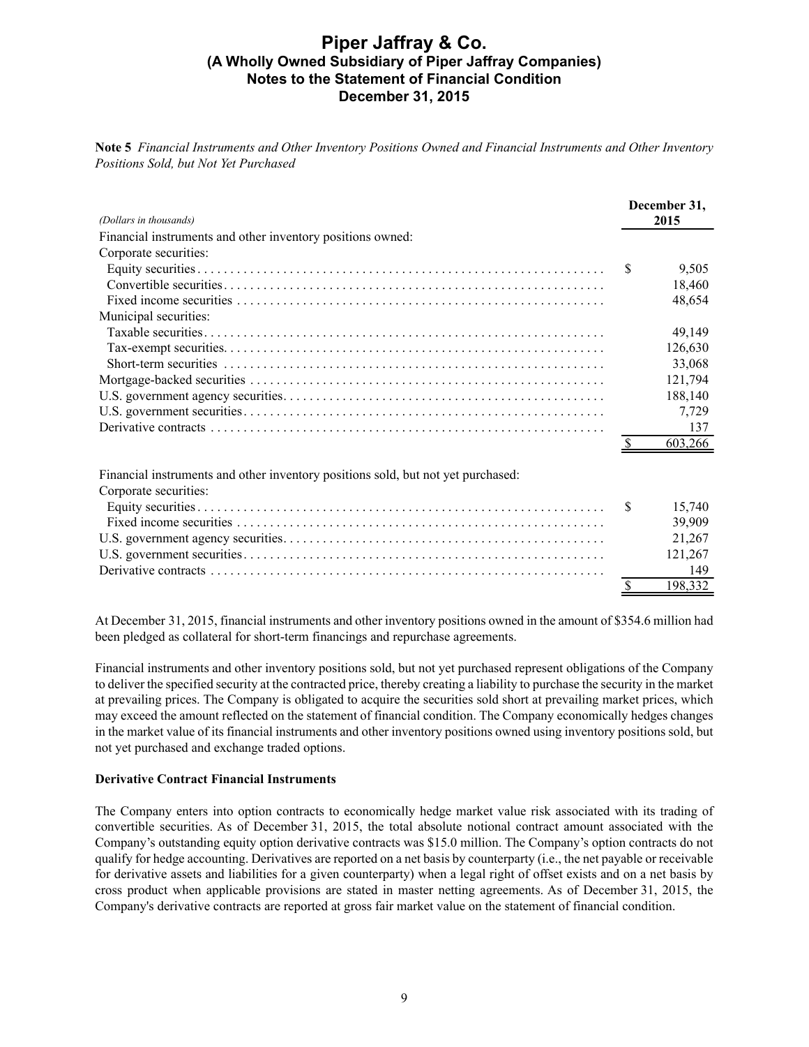**Note 5** *Financial Instruments and Other Inventory Positions Owned and Financial Instruments and Other Inventory Positions Sold, but Not Yet Purchased*

| *(Dollars in thousands)* | December 31, 2015 |
|---|---|
| Financial instruments and other inventory positions owned: | |
| Corporate securities: | |
| Equity securities | $ 9,505 |
| Convertible securities | 18,460 |
| Fixed income securities | 48,654 |
| Municipal securities: | |
| Taxable securities | 49,149 |
| Tax-exempt securities | 126,630 |
| Short-term securities | 33,068 |
| Mortgage-backed securities | 121,794 |
| U.S. government agency securities | 188,140 |
| U.S. government securities | 7,729 |
| Derivative contracts | 137 |
| | $ 603,266 |
| | |
| Financial instruments and other inventory positions sold, but not yet purchased: | |
| Corporate securities: | |
| Equity securities | $ 15,740 |
| Fixed income securities | 39,909 |
| U.S. government agency securities | 21,267 |
| U.S. government securities | 121,267 |
| Derivative contracts | 149 |
| | $ 198,332 |

At December 31, 2015, financial instruments and other inventory positions owned in the amount of $354.6 million had been pledged as collateral for short-term financings and repurchase agreements.

Financial instruments and other inventory positions sold, but not yet purchased represent obligations of the Company to deliver the specified security at the contracted price, thereby creating a liability to purchase the security in the market at prevailing prices. The Company is obligated to acquire the securities sold short at prevailing market prices, which may exceed the amount reflected on the statement of financial condition. The Company economically hedges changes in the market value of its financial instruments and other inventory positions owned using inventory positions sold, but not yet purchased and exchange traded options.

**Derivative Contract Financial Instruments**

The Company enters into option contracts to economically hedge market value risk associated with its trading of convertible securities. As of December 31, 2015, the total absolute notional contract amount associated with the Company's outstanding equity option derivative contracts was $15.0 million. The Company's option contracts do not qualify for hedge accounting. Derivatives are reported on a net basis by counterparty (i.e., the net payable or receivable for derivative assets and liabilities for a given counterparty) when a legal right of offset exists and on a net basis by cross product when applicable provisions are stated in master netting agreements. As of December 31, 2015, the Company's derivative contracts are reported at gross fair market value on the statement of financial condition.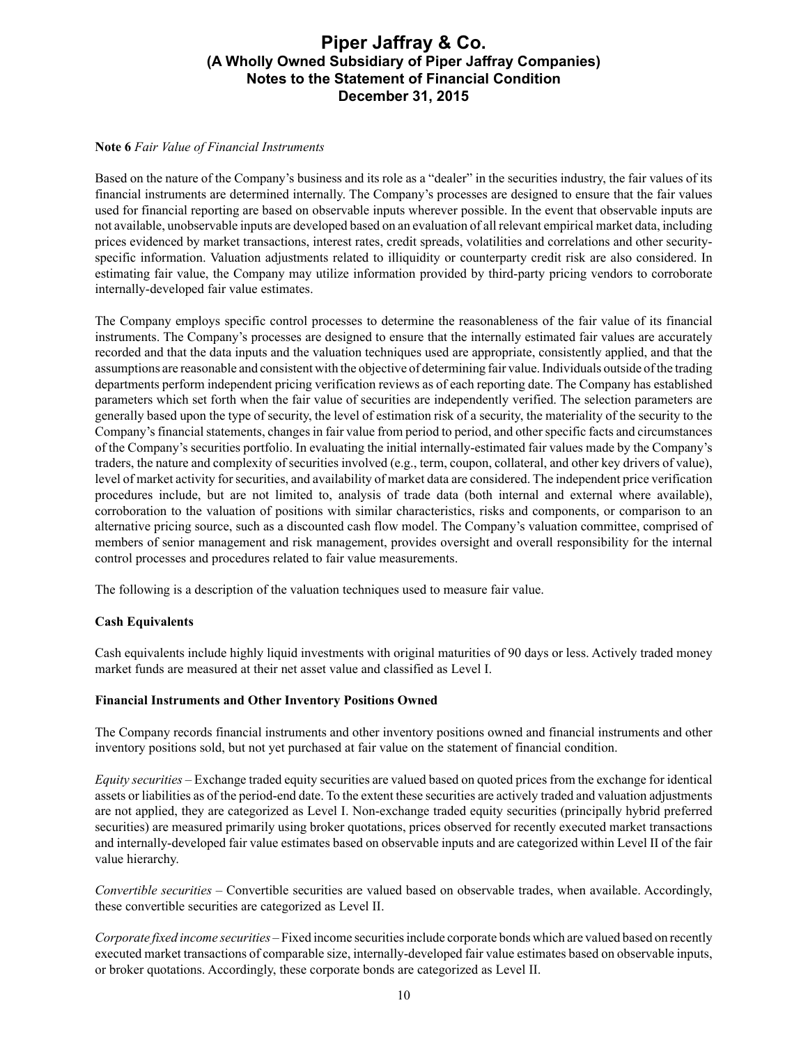**Note 6** *Fair Value of Financial Instruments*

Based on the nature of the Company's business and its role as a "dealer" in the securities industry, the fair values of its financial instruments are determined internally. The Company's processes are designed to ensure that the fair values used for financial reporting are based on observable inputs wherever possible. In the event that observable inputs are not available, unobservable inputs are developed based on an evaluation of all relevant empirical market data, including prices evidenced by market transactions, interest rates, credit spreads, volatilities and correlations and other security-specific information. Valuation adjustments related to illiquidity or counterparty credit risk are also considered. In estimating fair value, the Company may utilize information provided by third-party pricing vendors to corroborate internally-developed fair value estimates.

The Company employs specific control processes to determine the reasonableness of the fair value of its financial instruments. The Company's processes are designed to ensure that the internally estimated fair values are accurately recorded and that the data inputs and the valuation techniques used are appropriate, consistently applied, and that the assumptions are reasonable and consistent with the objective of determining fair value. Individuals outside of the trading departments perform independent pricing verification reviews as of each reporting date. The Company has established parameters which set forth when the fair value of securities are independently verified. The selection parameters are generally based upon the type of security, the level of estimation risk of a security, the materiality of the security to the Company's financial statements, changes in fair value from period to period, and other specific facts and circumstances of the Company's securities portfolio. In evaluating the initial internally-estimated fair values made by the Company's traders, the nature and complexity of securities involved (e.g., term, coupon, collateral, and other key drivers of value), level of market activity for securities, and availability of market data are considered. The independent price verification procedures include, but are not limited to, analysis of trade data (both internal and external where available), corroboration to the valuation of positions with similar characteristics, risks and components, or comparison to an alternative pricing source, such as a discounted cash flow model. The Company's valuation committee, comprised of members of senior management and risk management, provides oversight and overall responsibility for the internal control processes and procedures related to fair value measurements.

The following is a description of the valuation techniques used to measure fair value.

**Cash Equivalents**

Cash equivalents include highly liquid investments with original maturities of 90 days or less. Actively traded money market funds are measured at their net asset value and classified as Level I.

**Financial Instruments and Other Inventory Positions Owned**

The Company records financial instruments and other inventory positions owned and financial instruments and other inventory positions sold, but not yet purchased at fair value on the statement of financial condition.

*Equity securities* – Exchange traded equity securities are valued based on quoted prices from the exchange for identical assets or liabilities as of the period-end date. To the extent these securities are actively traded and valuation adjustments are not applied, they are categorized as Level I. Non-exchange traded equity securities (principally hybrid preferred securities) are measured primarily using broker quotations, prices observed for recently executed market transactions and internally-developed fair value estimates based on observable inputs and are categorized within Level II of the fair value hierarchy.

*Convertible securities* – Convertible securities are valued based on observable trades, when available. Accordingly, these convertible securities are categorized as Level II.

*Corporate fixed income securities* – Fixed income securities include corporate bonds which are valued based on recently executed market transactions of comparable size, internally-developed fair value estimates based on observable inputs, or broker quotations. Accordingly, these corporate bonds are categorized as Level II.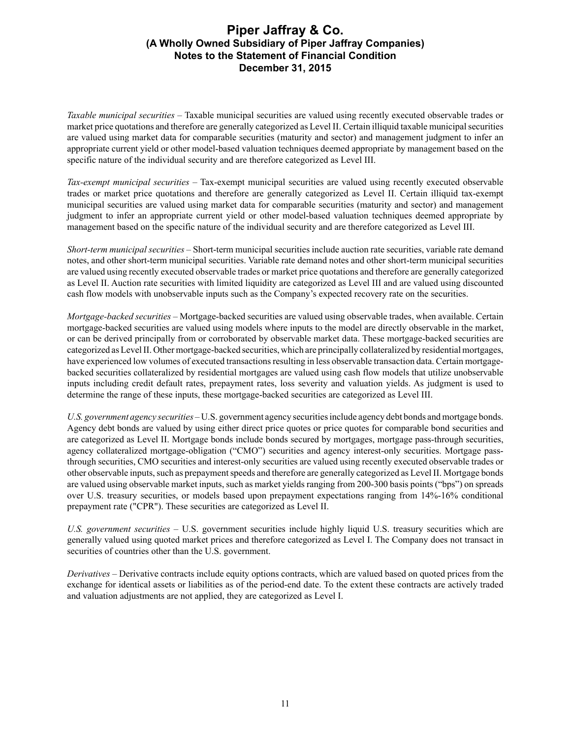*Taxable municipal securities* – Taxable municipal securities are valued using recently executed observable trades or market price quotations and therefore are generally categorized as Level II. Certain illiquid taxable municipal securities are valued using market data for comparable securities (maturity and sector) and management judgment to infer an appropriate current yield or other model-based valuation techniques deemed appropriate by management based on the specific nature of the individual security and are therefore categorized as Level III.

*Tax-exempt municipal securities* – Tax-exempt municipal securities are valued using recently executed observable trades or market price quotations and therefore are generally categorized as Level II. Certain illiquid tax-exempt municipal securities are valued using market data for comparable securities (maturity and sector) and management judgment to infer an appropriate current yield or other model-based valuation techniques deemed appropriate by management based on the specific nature of the individual security and are therefore categorized as Level III.

*Short-term municipal securities* – Short-term municipal securities include auction rate securities, variable rate demand notes, and other short-term municipal securities. Variable rate demand notes and other short-term municipal securities are valued using recently executed observable trades or market price quotations and therefore are generally categorized as Level II. Auction rate securities with limited liquidity are categorized as Level III and are valued using discounted cash flow models with unobservable inputs such as the Company's expected recovery rate on the securities.

*Mortgage-backed securities* – Mortgage-backed securities are valued using observable trades, when available. Certain mortgage-backed securities are valued using models where inputs to the model are directly observable in the market, or can be derived principally from or corroborated by observable market data. These mortgage-backed securities are categorized as Level II. Other mortgage-backed securities, which are principally collateralized by residential mortgages, have experienced low volumes of executed transactions resulting in less observable transaction data. Certain mortgage-backed securities collateralized by residential mortgages are valued using cash flow models that utilize unobservable inputs including credit default rates, prepayment rates, loss severity and valuation yields. As judgment is used to determine the range of these inputs, these mortgage-backed securities are categorized as Level III.

*U.S. government agency securities* – U.S. government agency securities include agency debt bonds and mortgage bonds. Agency debt bonds are valued by using either direct price quotes or price quotes for comparable bond securities and are categorized as Level II. Mortgage bonds include bonds secured by mortgages, mortgage pass-through securities, agency collateralized mortgage-obligation ("CMO") securities and agency interest-only securities. Mortgage pass-through securities, CMO securities and interest-only securities are valued using recently executed observable trades or other observable inputs, such as prepayment speeds and therefore are generally categorized as Level II. Mortgage bonds are valued using observable market inputs, such as market yields ranging from 200-300 basis points ("bps") on spreads over U.S. treasury securities, or models based upon prepayment expectations ranging from 14%-16% conditional prepayment rate ("CPR"). These securities are categorized as Level II.

*U.S. government securities* – U.S. government securities include highly liquid U.S. treasury securities which are generally valued using quoted market prices and therefore categorized as Level I. The Company does not transact in securities of countries other than the U.S. government.

*Derivatives* – Derivative contracts include equity options contracts, which are valued based on quoted prices from the exchange for identical assets or liabilities as of the period-end date. To the extent these contracts are actively traded and valuation adjustments are not applied, they are categorized as Level I.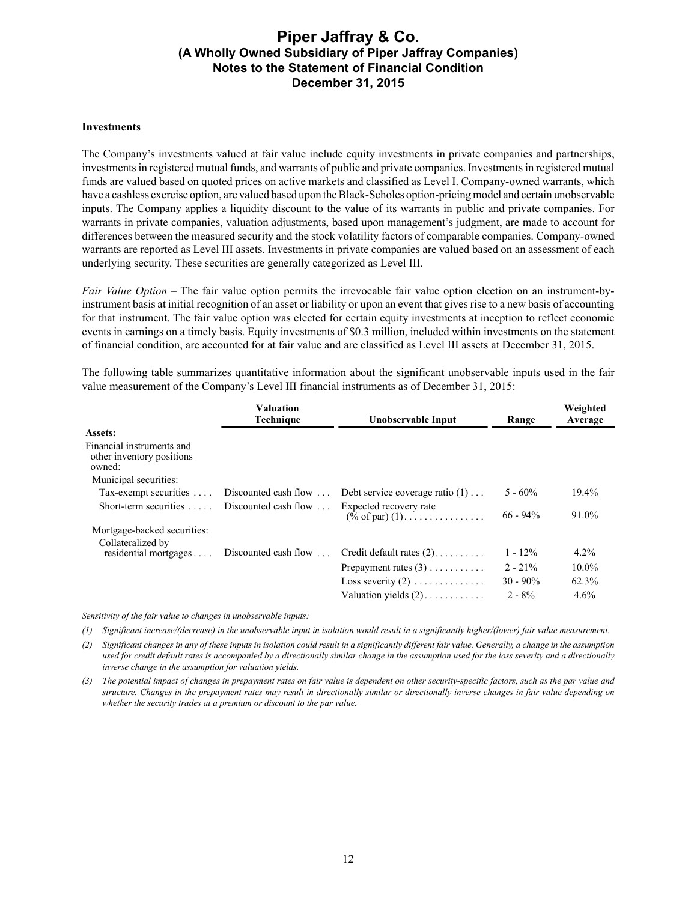### Investments

The Company's investments valued at fair value include equity investments in private companies and partnerships, investments in registered mutual funds, and warrants of public and private companies. Investments in registered mutual funds are valued based on quoted prices on active markets and classified as Level I. Company-owned warrants, which have a cashless exercise option, are valued based upon the Black-Scholes option-pricing model and certain unobservable inputs. The Company applies a liquidity discount to the value of its warrants in public and private companies. For warrants in private companies, valuation adjustments, based upon management's judgment, are made to account for differences between the measured security and the stock volatility factors of comparable companies. Company-owned warrants are reported as Level III assets. Investments in private companies are valued based on an assessment of each underlying security. These securities are generally categorized as Level III.

*Fair Value Option* – The fair value option permits the irrevocable fair value option election on an instrument-by-instrument basis at initial recognition of an asset or liability or upon an event that gives rise to a new basis of accounting for that instrument. The fair value option was elected for certain equity investments at inception to reflect economic events in earnings on a timely basis. Equity investments of $0.3 million, included within investments on the statement of financial condition, are accounted for at fair value and are classified as Level III assets at December 31, 2015.

The following table summarizes quantitative information about the significant unobservable inputs used in the fair value measurement of the Company's Level III financial instruments as of December 31, 2015:

| | Valuation Technique | Unobservable Input | Range | Weighted Average |
|---|---|---|---|---|
| **Assets:** | | | | |
| Financial instruments and other inventory positions owned: | | | | |
| Municipal securities: | | | | |
| Tax-exempt securities | Discounted cash flow | Debt service coverage ratio (1) | 5 - 60% | 19.4% |
| Short-term securities | Discounted cash flow | Expected recovery rate (% of par) (1) | 66 - 94% | 91.0% |
| Mortgage-backed securities: | | | | |
| Collateralized by residential mortgages | Discounted cash flow | Credit default rates (2) | 1 - 12% | 4.2% |
| | | Prepayment rates (3) | 2 - 21% | 10.0% |
| | | Loss severity (2) | 30 - 90% | 62.3% |
| | | Valuation yields (2) | 2 - 8% | 4.6% |

*Sensitivity of the fair value to changes in unobservable inputs:*

*(1) Significant increase/(decrease) in the unobservable input in isolation would result in a significantly higher/(lower) fair value measurement.*

*(2) Significant changes in any of these inputs in isolation could result in a significantly different fair value. Generally, a change in the assumption used for credit default rates is accompanied by a directionally similar change in the assumption used for the loss severity and a directionally inverse change in the assumption for valuation yields.*

*(3) The potential impact of changes in prepayment rates on fair value is dependent on other security-specific factors, such as the par value and structure. Changes in the prepayment rates may result in directionally similar or directionally inverse changes in fair value depending on whether the security trades at a premium or discount to the par value.*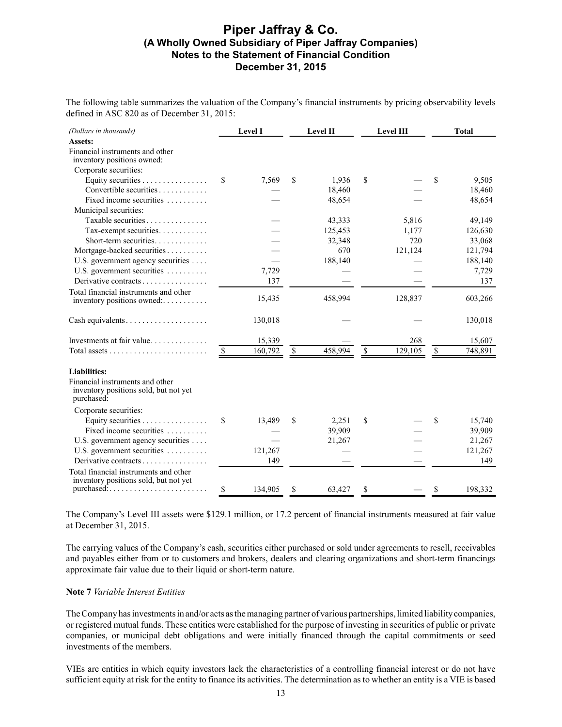The following table summarizes the valuation of the Company's financial instruments by pricing observability levels defined in ASC 820 as of December 31, 2015:

| *(Dollars in thousands)* | Level I | Level II | Level III | Total |
|---|---|---|---|---|
| **Assets:** | | | | |
| Financial instruments and other inventory positions owned: | | | | |
| Corporate securities: | | | | |
| Equity securities | $ 7,569 | $ 1,936 | $ — | $ 9,505 |
| Convertible securities | — | 18,460 | — | 18,460 |
| Fixed income securities | — | 48,654 | — | 48,654 |
| Municipal securities: | | | | |
| Taxable securities | — | 43,333 | 5,816 | 49,149 |
| Tax-exempt securities | — | 125,453 | 1,177 | 126,630 |
| Short-term securities | — | 32,348 | 720 | 33,068 |
| Mortgage-backed securities | — | 670 | 121,124 | 121,794 |
| U.S. government agency securities | — | 188,140 | — | 188,140 |
| U.S. government securities | 7,729 | — | — | 7,729 |
| Derivative contracts | 137 | — | — | 137 |
| Total financial instruments and other inventory positions owned: | 15,435 | 458,994 | 128,837 | 603,266 |
| Cash equivalents | 130,018 | — | — | 130,018 |
| Investments at fair value | 15,339 | — | 268 | 15,607 |
| Total assets | $ 160,792 | $ 458,994 | $ 129,105 | $ 748,891 |
| **Liabilities:** | | | | |
| Financial instruments and other inventory positions sold, but not yet purchased: | | | | |
| Corporate securities: | | | | |
| Equity securities | $ 13,489 | $ 2,251 | $ — | $ 15,740 |
| Fixed income securities | — | 39,909 | — | 39,909 |
| U.S. government agency securities | — | 21,267 | — | 21,267 |
| U.S. government securities | 121,267 | — | — | 121,267 |
| Derivative contracts | 149 | — | — | 149 |
| Total financial instruments and other inventory positions sold, but not yet purchased: | $ 134,905 | $ 63,427 | $ — | $ 198,332 |

The Company's Level III assets were \$129.1 million, or 17.2 percent of financial instruments measured at fair value at December 31, 2015.

The carrying values of the Company's cash, securities either purchased or sold under agreements to resell, receivables and payables either from or to customers and brokers, dealers and clearing organizations and short-term financings approximate fair value due to their liquid or short-term nature.

**Note 7** *Variable Interest Entities*

The Company has investments in and/or acts as the managing partner of various partnerships, limited liability companies, or registered mutual funds. These entities were established for the purpose of investing in securities of public or private companies, or municipal debt obligations and were initially financed through the capital commitments or seed investments of the members.

VIEs are entities in which equity investors lack the characteristics of a controlling financial interest or do not have sufficient equity at risk for the entity to finance its activities. The determination as to whether an entity is a VIE is based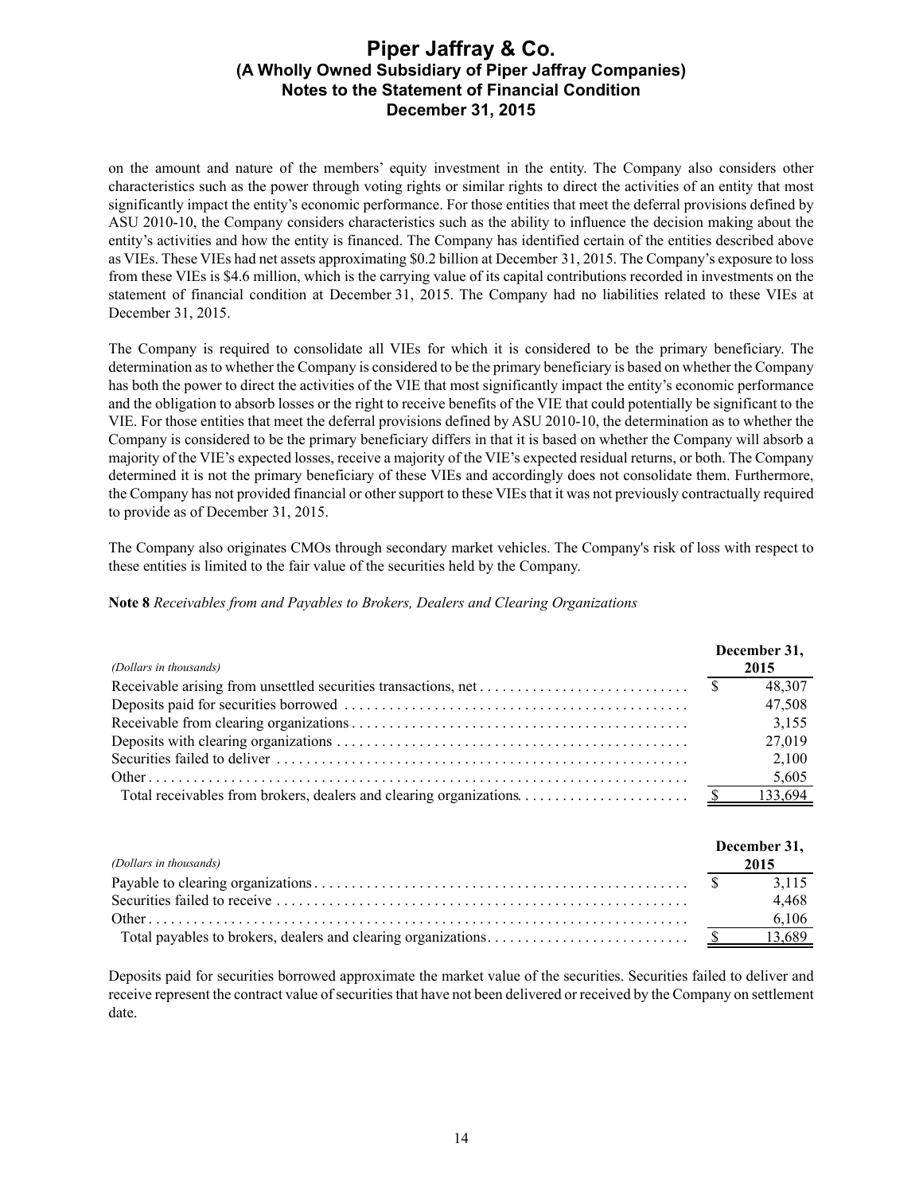on the amount and nature of the members' equity investment in the entity. The Company also considers other characteristics such as the power through voting rights or similar rights to direct the activities of an entity that most significantly impact the entity's economic performance. For those entities that meet the deferral provisions defined by ASU 2010-10, the Company considers characteristics such as the ability to influence the decision making about the entity's activities and how the entity is financed. The Company has identified certain of the entities described above as VIEs. These VIEs had net assets approximating \$0.2 billion at December 31, 2015. The Company's exposure to loss from these VIEs is \$4.6 million, which is the carrying value of its capital contributions recorded in investments on the statement of financial condition at December 31, 2015. The Company had no liabilities related to these VIEs at December 31, 2015.

The Company is required to consolidate all VIEs for which it is considered to be the primary beneficiary. The determination as to whether the Company is considered to be the primary beneficiary is based on whether the Company has both the power to direct the activities of the VIE that most significantly impact the entity's economic performance and the obligation to absorb losses or the right to receive benefits of the VIE that could potentially be significant to the VIE. For those entities that meet the deferral provisions defined by ASU 2010-10, the determination as to whether the Company is considered to be the primary beneficiary differs in that it is based on whether the Company will absorb a majority of the VIE's expected losses, receive a majority of the VIE's expected residual returns, or both. The Company determined it is not the primary beneficiary of these VIEs and accordingly does not consolidate them. Furthermore, the Company has not provided financial or other support to these VIEs that it was not previously contractually required to provide as of December 31, 2015.

The Company also originates CMOs through secondary market vehicles. The Company's risk of loss with respect to these entities is limited to the fair value of the securities held by the Company.

**Note 8** *Receivables from and Payables to Brokers, Dealers and Clearing Organizations*

| *(Dollars in thousands)* | December 31, 2015 |
|---|---|
| Receivable arising from unsettled securities transactions, net | \$ 48,307 |
| Deposits paid for securities borrowed | 47,508 |
| Receivable from clearing organizations | 3,155 |
| Deposits with clearing organizations | 27,019 |
| Securities failed to deliver | 2,100 |
| Other | 5,605 |
| Total receivables from brokers, dealers and clearing organizations | \$ 133,694 |

| *(Dollars in thousands)* | December 31, 2015 |
|---|---|
| Payable to clearing organizations | \$ 3,115 |
| Securities failed to receive | 4,468 |
| Other | 6,106 |
| Total payables to brokers, dealers and clearing organizations | \$ 13,689 |

Deposits paid for securities borrowed approximate the market value of the securities. Securities failed to deliver and receive represent the contract value of securities that have not been delivered or received by the Company on settlement date.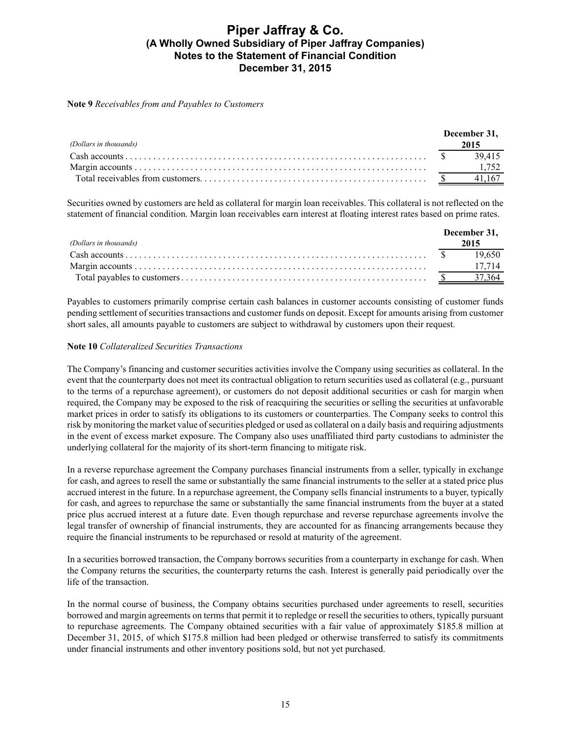**Note 9** *Receivables from and Payables to Customers*

| *(Dollars in thousands)* | December 31, 2015 |
|---|---|
| Cash accounts | $ 39,415 |
| Margin accounts | 1,752 |
| Total receivables from customers. | $ 41,167 |

Securities owned by customers are held as collateral for margin loan receivables. This collateral is not reflected on the statement of financial condition. Margin loan receivables earn interest at floating interest rates based on prime rates.

| *(Dollars in thousands)* | December 31, 2015 |
|---|---|
| Cash accounts | $ 19,650 |
| Margin accounts | 17,714 |
| Total payables to customers | $ 37,364 |

Payables to customers primarily comprise certain cash balances in customer accounts consisting of customer funds pending settlement of securities transactions and customer funds on deposit. Except for amounts arising from customer short sales, all amounts payable to customers are subject to withdrawal by customers upon their request.

**Note 10** *Collateralized Securities Transactions*

The Company's financing and customer securities activities involve the Company using securities as collateral. In the event that the counterparty does not meet its contractual obligation to return securities used as collateral (e.g., pursuant to the terms of a repurchase agreement), or customers do not deposit additional securities or cash for margin when required, the Company may be exposed to the risk of reacquiring the securities or selling the securities at unfavorable market prices in order to satisfy its obligations to its customers or counterparties. The Company seeks to control this risk by monitoring the market value of securities pledged or used as collateral on a daily basis and requiring adjustments in the event of excess market exposure. The Company also uses unaffiliated third party custodians to administer the underlying collateral for the majority of its short-term financing to mitigate risk.

In a reverse repurchase agreement the Company purchases financial instruments from a seller, typically in exchange for cash, and agrees to resell the same or substantially the same financial instruments to the seller at a stated price plus accrued interest in the future. In a repurchase agreement, the Company sells financial instruments to a buyer, typically for cash, and agrees to repurchase the same or substantially the same financial instruments from the buyer at a stated price plus accrued interest at a future date. Even though repurchase and reverse repurchase agreements involve the legal transfer of ownership of financial instruments, they are accounted for as financing arrangements because they require the financial instruments to be repurchased or resold at maturity of the agreement.

In a securities borrowed transaction, the Company borrows securities from a counterparty in exchange for cash. When the Company returns the securities, the counterparty returns the cash. Interest is generally paid periodically over the life of the transaction.

In the normal course of business, the Company obtains securities purchased under agreements to resell, securities borrowed and margin agreements on terms that permit it to repledge or resell the securities to others, typically pursuant to repurchase agreements. The Company obtained securities with a fair value of approximately $185.8 million at December 31, 2015, of which $175.8 million had been pledged or otherwise transferred to satisfy its commitments under financial instruments and other inventory positions sold, but not yet purchased.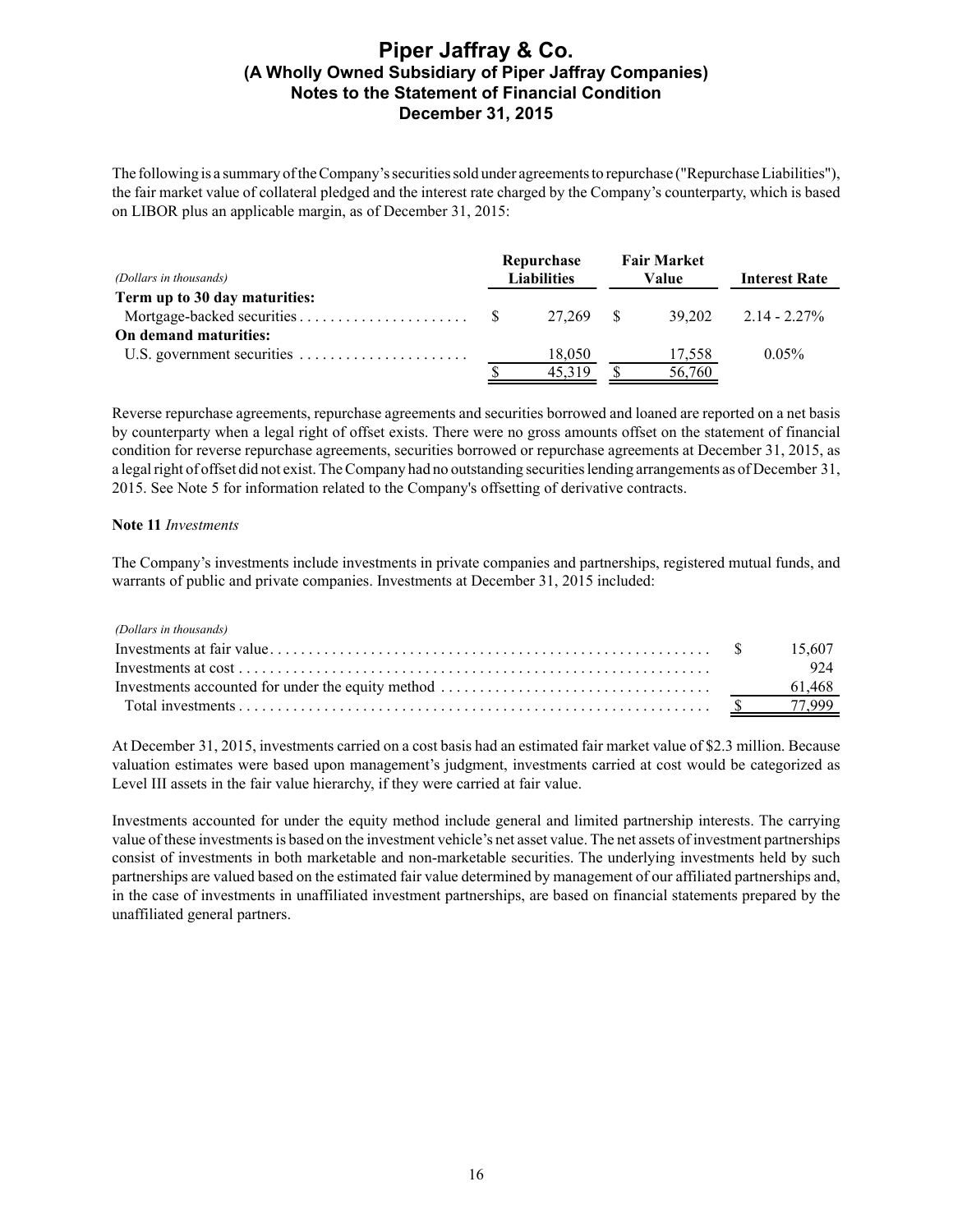The following is a summary of the Company's securities sold under agreements to repurchase ("Repurchase Liabilities"), the fair market value of collateral pledged and the interest rate charged by the Company's counterparty, which is based on LIBOR plus an applicable margin, as of December 31, 2015:

| *(Dollars in thousands)* | Repurchase Liabilities | Fair Market Value | Interest Rate |
|---|---|---|---|
| **Term up to 30 day maturities:** | | | |
| Mortgage-backed securities | $ 27,269 | $ 39,202 | 2.14 - 2.27% |
| **On demand maturities:** | | | |
| U.S. government securities | 18,050 | 17,558 | 0.05% |
| | $ 45,319 | $ 56,760 | |

Reverse repurchase agreements, repurchase agreements and securities borrowed and loaned are reported on a net basis by counterparty when a legal right of offset exists. There were no gross amounts offset on the statement of financial condition for reverse repurchase agreements, securities borrowed or repurchase agreements at December 31, 2015, as a legal right of offset did not exist. The Company had no outstanding securities lending arrangements as of December 31, 2015. See Note 5 for information related to the Company's offsetting of derivative contracts.

**Note 11** *Investments*

The Company's investments include investments in private companies and partnerships, registered mutual funds, and warrants of public and private companies. Investments at December 31, 2015 included:

| *(Dollars in thousands)* | |
|---|---|
| Investments at fair value | $ 15,607 |
| Investments at cost | 924 |
| Investments accounted for under the equity method | 61,468 |
| Total investments | $ 77,999 |

At December 31, 2015, investments carried on a cost basis had an estimated fair market value of $2.3 million. Because valuation estimates were based upon management's judgment, investments carried at cost would be categorized as Level III assets in the fair value hierarchy, if they were carried at fair value.

Investments accounted for under the equity method include general and limited partnership interests. The carrying value of these investments is based on the investment vehicle's net asset value. The net assets of investment partnerships consist of investments in both marketable and non-marketable securities. The underlying investments held by such partnerships are valued based on the estimated fair value determined by management of our affiliated partnerships and, in the case of investments in unaffiliated investment partnerships, are based on financial statements prepared by the unaffiliated general partners.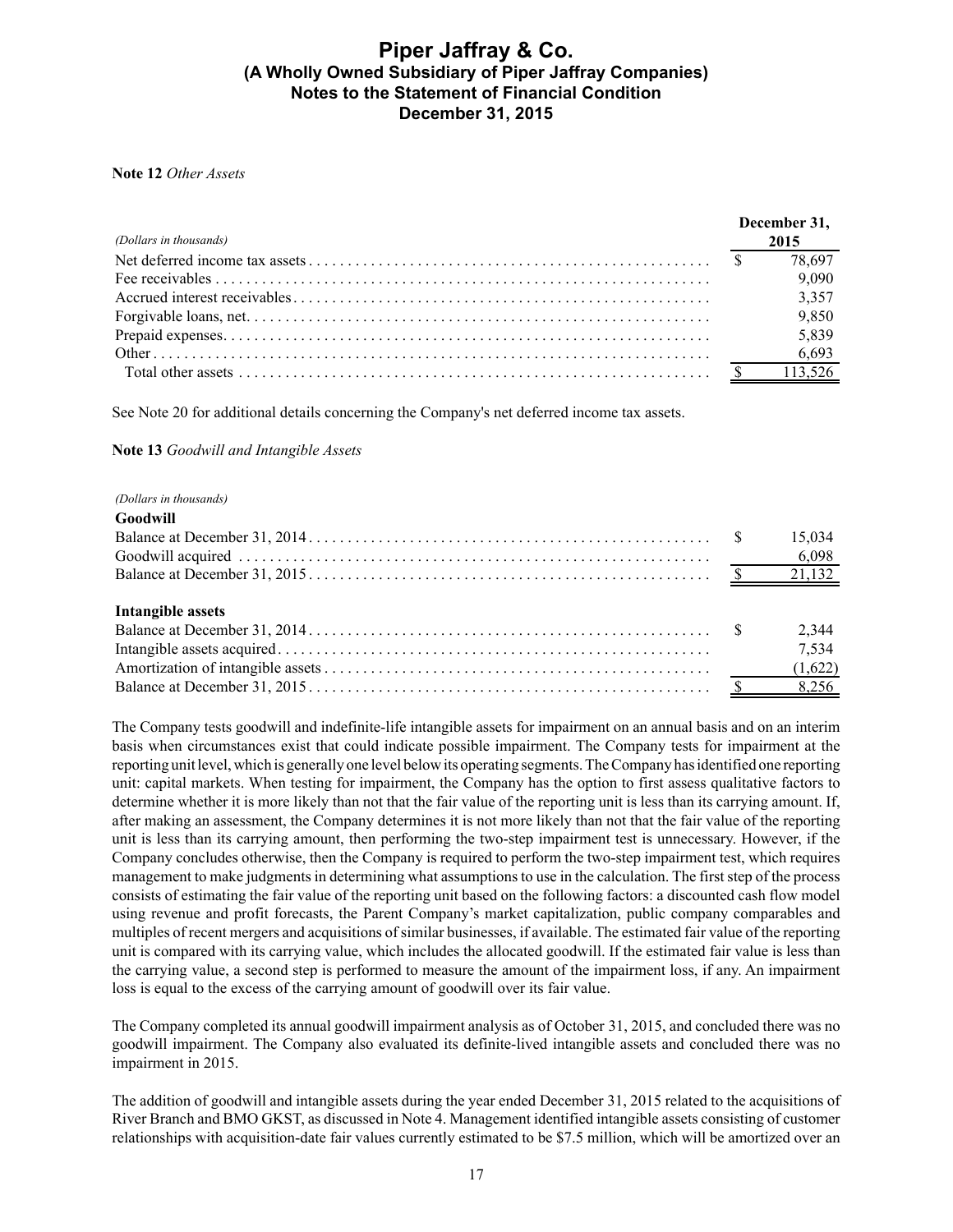**Note 12** *Other Assets*

| *(Dollars in thousands)* | December 31, 2015 |
|---|---|
| Net deferred income tax assets | $ 78,697 |
| Fee receivables | 9,090 |
| Accrued interest receivables | 3,357 |
| Forgivable loans, net | 9,850 |
| Prepaid expenses | 5,839 |
| Other | 6,693 |
| Total other assets | $ 113,526 |

See Note 20 for additional details concerning the Company's net deferred income tax assets.

**Note 13** *Goodwill and Intangible Assets*

| *(Dollars in thousands)* | |
|---|---|
| **Goodwill** | |
| Balance at December 31, 2014 | $ 15,034 |
| Goodwill acquired | 6,098 |
| Balance at December 31, 2015 | $ 21,132 |
| | |
| **Intangible assets** | |
| Balance at December 31, 2014 | $ 2,344 |
| Intangible assets acquired | 7,534 |
| Amortization of intangible assets | (1,622) |
| Balance at December 31, 2015 | $ 8,256 |

The Company tests goodwill and indefinite-life intangible assets for impairment on an annual basis and on an interim basis when circumstances exist that could indicate possible impairment. The Company tests for impairment at the reporting unit level, which is generally one level below its operating segments. The Company has identified one reporting unit: capital markets. When testing for impairment, the Company has the option to first assess qualitative factors to determine whether it is more likely than not that the fair value of the reporting unit is less than its carrying amount. If, after making an assessment, the Company determines it is not more likely than not that the fair value of the reporting unit is less than its carrying amount, then performing the two-step impairment test is unnecessary. However, if the Company concludes otherwise, then the Company is required to perform the two-step impairment test, which requires management to make judgments in determining what assumptions to use in the calculation. The first step of the process consists of estimating the fair value of the reporting unit based on the following factors: a discounted cash flow model using revenue and profit forecasts, the Parent Company's market capitalization, public company comparables and multiples of recent mergers and acquisitions of similar businesses, if available. The estimated fair value of the reporting unit is compared with its carrying value, which includes the allocated goodwill. If the estimated fair value is less than the carrying value, a second step is performed to measure the amount of the impairment loss, if any. An impairment loss is equal to the excess of the carrying amount of goodwill over its fair value.

The Company completed its annual goodwill impairment analysis as of October 31, 2015, and concluded there was no goodwill impairment. The Company also evaluated its definite-lived intangible assets and concluded there was no impairment in 2015.

The addition of goodwill and intangible assets during the year ended December 31, 2015 related to the acquisitions of River Branch and BMO GKST, as discussed in Note 4. Management identified intangible assets consisting of customer relationships with acquisition-date fair values currently estimated to be $7.5 million, which will be amortized over an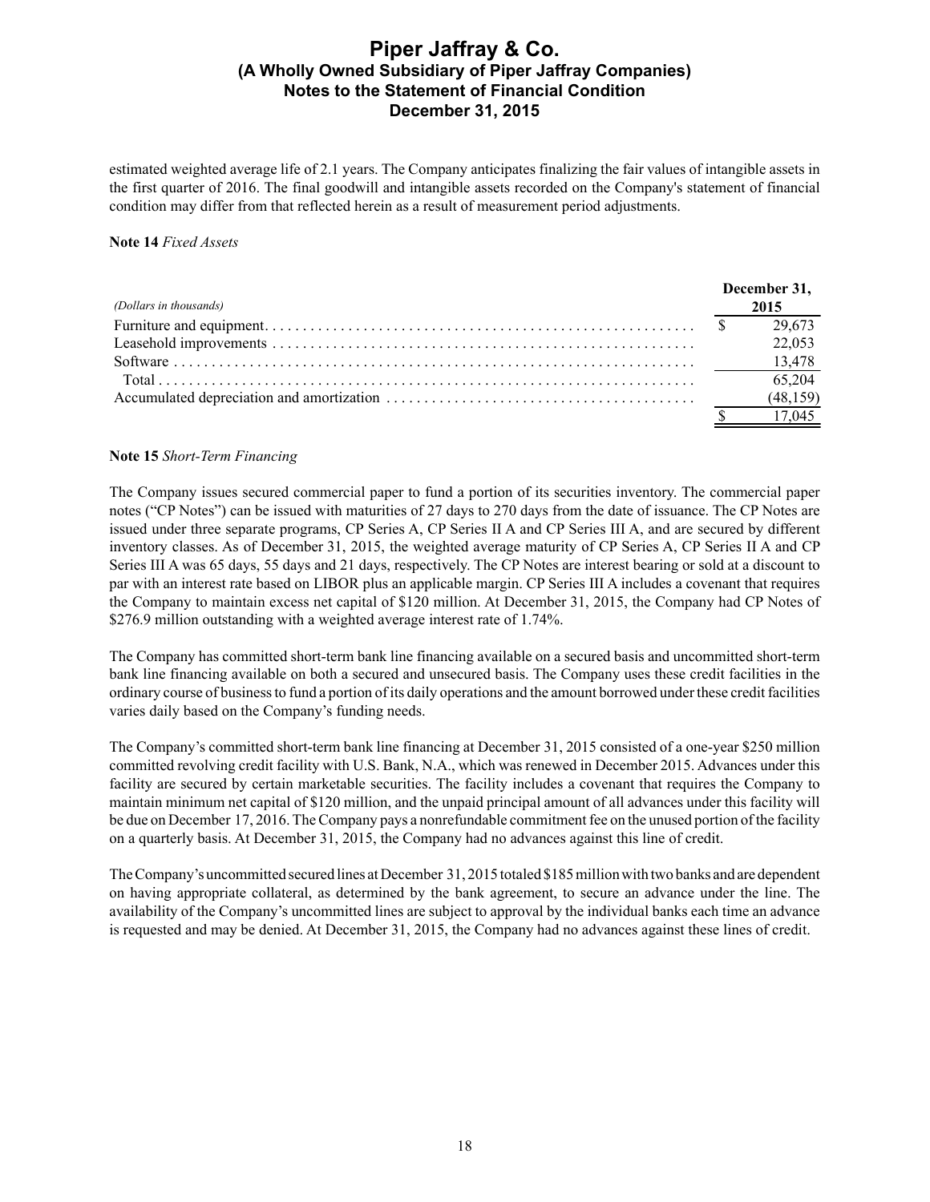estimated weighted average life of 2.1 years. The Company anticipates finalizing the fair values of intangible assets in the first quarter of 2016. The final goodwill and intangible assets recorded on the Company's statement of financial condition may differ from that reflected herein as a result of measurement period adjustments.

**Note 14** *Fixed Assets*

| *(Dollars in thousands)* | December 31, 2015 |
|---|---|
| Furniture and equipment | $ 29,673 |
| Leasehold improvements | 22,053 |
| Software | 13,478 |
| Total | 65,204 |
| Accumulated depreciation and amortization | (48,159) |
| | $ 17,045 |

**Note 15** *Short-Term Financing*

The Company issues secured commercial paper to fund a portion of its securities inventory. The commercial paper notes ("CP Notes") can be issued with maturities of 27 days to 270 days from the date of issuance. The CP Notes are issued under three separate programs, CP Series A, CP Series II A and CP Series III A, and are secured by different inventory classes. As of December 31, 2015, the weighted average maturity of CP Series A, CP Series II A and CP Series III A was 65 days, 55 days and 21 days, respectively. The CP Notes are interest bearing or sold at a discount to par with an interest rate based on LIBOR plus an applicable margin. CP Series III A includes a covenant that requires the Company to maintain excess net capital of $120 million. At December 31, 2015, the Company had CP Notes of $276.9 million outstanding with a weighted average interest rate of 1.74%.

The Company has committed short-term bank line financing available on a secured basis and uncommitted short-term bank line financing available on both a secured and unsecured basis. The Company uses these credit facilities in the ordinary course of business to fund a portion of its daily operations and the amount borrowed under these credit facilities varies daily based on the Company's funding needs.

The Company's committed short-term bank line financing at December 31, 2015 consisted of a one-year $250 million committed revolving credit facility with U.S. Bank, N.A., which was renewed in December 2015. Advances under this facility are secured by certain marketable securities. The facility includes a covenant that requires the Company to maintain minimum net capital of $120 million, and the unpaid principal amount of all advances under this facility will be due on December 17, 2016. The Company pays a nonrefundable commitment fee on the unused portion of the facility on a quarterly basis. At December 31, 2015, the Company had no advances against this line of credit.

The Company's uncommitted secured lines at December 31, 2015 totaled $185 million with two banks and are dependent on having appropriate collateral, as determined by the bank agreement, to secure an advance under the line. The availability of the Company's uncommitted lines are subject to approval by the individual banks each time an advance is requested and may be denied. At December 31, 2015, the Company had no advances against these lines of credit.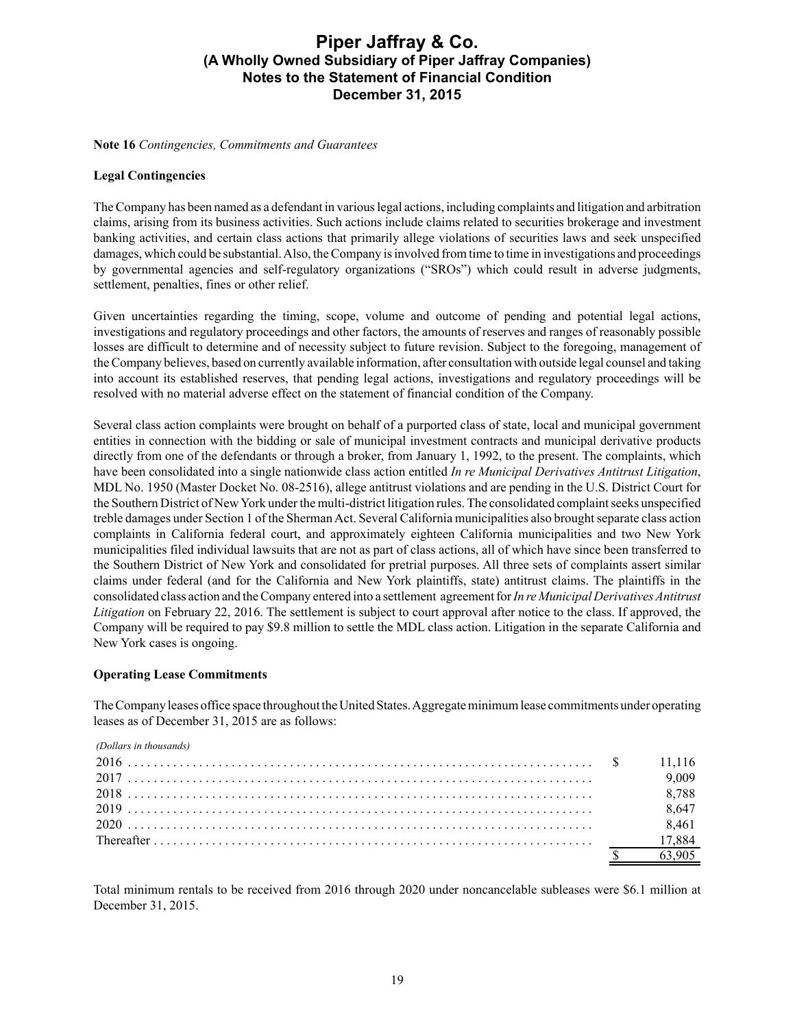**Note 16** *Contingencies, Commitments and Guarantees*

**Legal Contingencies**

The Company has been named as a defendant in various legal actions, including complaints and litigation and arbitration claims, arising from its business activities. Such actions include claims related to securities brokerage and investment banking activities, and certain class actions that primarily allege violations of securities laws and seek unspecified damages, which could be substantial. Also, the Company is involved from time to time in investigations and proceedings by governmental agencies and self-regulatory organizations ("SROs") which could result in adverse judgments, settlement, penalties, fines or other relief.

Given uncertainties regarding the timing, scope, volume and outcome of pending and potential legal actions, investigations and regulatory proceedings and other factors, the amounts of reserves and ranges of reasonably possible losses are difficult to determine and of necessity subject to future revision. Subject to the foregoing, management of the Company believes, based on currently available information, after consultation with outside legal counsel and taking into account its established reserves, that pending legal actions, investigations and regulatory proceedings will be resolved with no material adverse effect on the statement of financial condition of the Company.

Several class action complaints were brought on behalf of a purported class of state, local and municipal government entities in connection with the bidding or sale of municipal investment contracts and municipal derivative products directly from one of the defendants or through a broker, from January 1, 1992, to the present. The complaints, which have been consolidated into a single nationwide class action entitled *In re Municipal Derivatives Antitrust Litigation*, MDL No. 1950 (Master Docket No. 08-2516), allege antitrust violations and are pending in the U.S. District Court for the Southern District of New York under the multi-district litigation rules. The consolidated complaint seeks unspecified treble damages under Section 1 of the Sherman Act. Several California municipalities also brought separate class action complaints in California federal court, and approximately eighteen California municipalities and two New York municipalities filed individual lawsuits that are not as part of class actions, all of which have since been transferred to the Southern District of New York and consolidated for pretrial purposes. All three sets of complaints assert similar claims under federal (and for the California and New York plaintiffs, state) antitrust claims. The plaintiffs in the consolidated class action and the Company entered into a settlement agreement for *In re Municipal Derivatives Antitrust Litigation* on February 22, 2016. The settlement is subject to court approval after notice to the class. If approved, the Company will be required to pay $9.8 million to settle the MDL class action. Litigation in the separate California and New York cases is ongoing.

**Operating Lease Commitments**

The Company leases office space throughout the United States. Aggregate minimum lease commitments under operating leases as of December 31, 2015 are as follows:

| *(Dollars in thousands)* | |
|---|---|
| 2016 | $ 11,116 |
| 2017 | 9,009 |
| 2018 | 8,788 |
| 2019 | 8,647 |
| 2020 | 8,461 |
| Thereafter | 17,884 |
| | $ 63,905 |

Total minimum rentals to be received from 2016 through 2020 under noncancelable subleases were $6.1 million at December 31, 2015.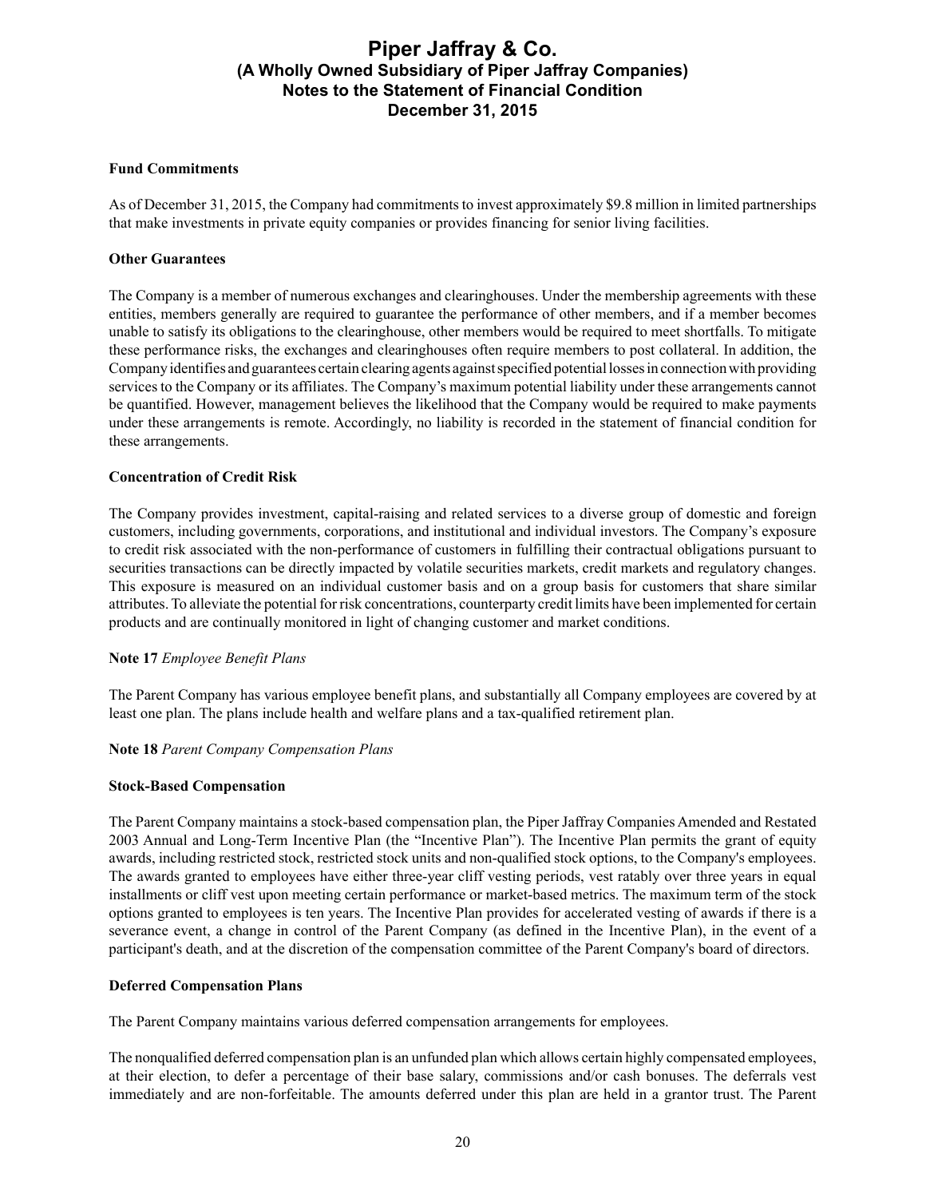**Fund Commitments**

As of December 31, 2015, the Company had commitments to invest approximately $9.8 million in limited partnerships that make investments in private equity companies or provides financing for senior living facilities.

**Other Guarantees**

The Company is a member of numerous exchanges and clearinghouses. Under the membership agreements with these entities, members generally are required to guarantee the performance of other members, and if a member becomes unable to satisfy its obligations to the clearinghouse, other members would be required to meet shortfalls. To mitigate these performance risks, the exchanges and clearinghouses often require members to post collateral. In addition, the Company identifies and guarantees certain clearing agents against specified potential losses in connection with providing services to the Company or its affiliates. The Company's maximum potential liability under these arrangements cannot be quantified. However, management believes the likelihood that the Company would be required to make payments under these arrangements is remote. Accordingly, no liability is recorded in the statement of financial condition for these arrangements.

**Concentration of Credit Risk**

The Company provides investment, capital-raising and related services to a diverse group of domestic and foreign customers, including governments, corporations, and institutional and individual investors. The Company's exposure to credit risk associated with the non-performance of customers in fulfilling their contractual obligations pursuant to securities transactions can be directly impacted by volatile securities markets, credit markets and regulatory changes. This exposure is measured on an individual customer basis and on a group basis for customers that share similar attributes. To alleviate the potential for risk concentrations, counterparty credit limits have been implemented for certain products and are continually monitored in light of changing customer and market conditions.

**Note 17** *Employee Benefit Plans*

The Parent Company has various employee benefit plans, and substantially all Company employees are covered by at least one plan. The plans include health and welfare plans and a tax-qualified retirement plan.

**Note 18** *Parent Company Compensation Plans*

**Stock-Based Compensation**

The Parent Company maintains a stock-based compensation plan, the Piper Jaffray Companies Amended and Restated 2003 Annual and Long-Term Incentive Plan (the "Incentive Plan"). The Incentive Plan permits the grant of equity awards, including restricted stock, restricted stock units and non-qualified stock options, to the Company's employees. The awards granted to employees have either three-year cliff vesting periods, vest ratably over three years in equal installments or cliff vest upon meeting certain performance or market-based metrics. The maximum term of the stock options granted to employees is ten years. The Incentive Plan provides for accelerated vesting of awards if there is a severance event, a change in control of the Parent Company (as defined in the Incentive Plan), in the event of a participant's death, and at the discretion of the compensation committee of the Parent Company's board of directors.

**Deferred Compensation Plans**

The Parent Company maintains various deferred compensation arrangements for employees.

The nonqualified deferred compensation plan is an unfunded plan which allows certain highly compensated employees, at their election, to defer a percentage of their base salary, commissions and/or cash bonuses. The deferrals vest immediately and are non-forfeitable. The amounts deferred under this plan are held in a grantor trust. The Parent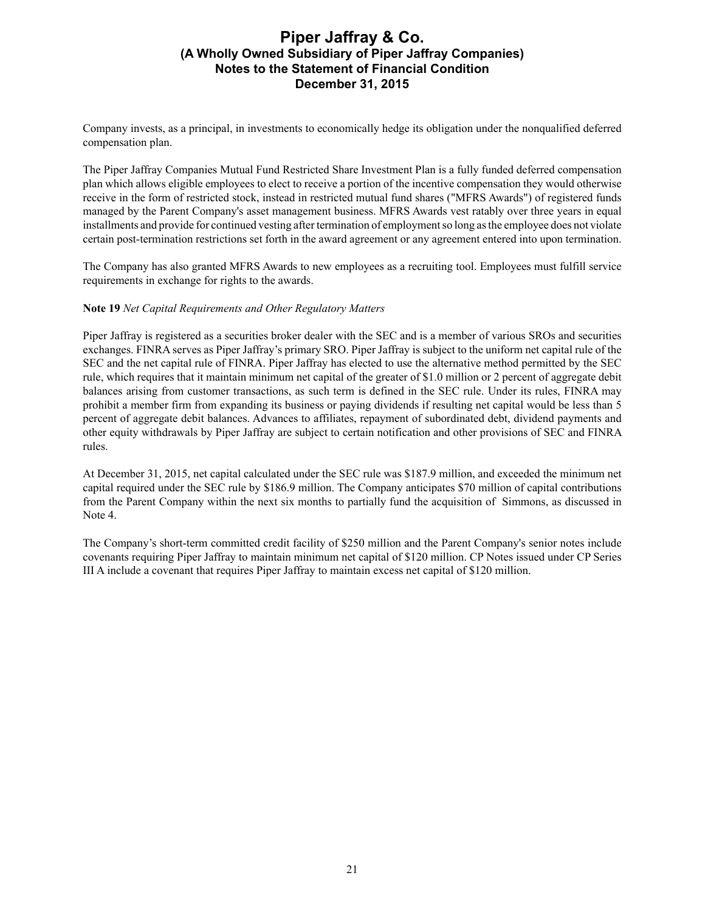Company invests, as a principal, in investments to economically hedge its obligation under the nonqualified deferred compensation plan.

The Piper Jaffray Companies Mutual Fund Restricted Share Investment Plan is a fully funded deferred compensation plan which allows eligible employees to elect to receive a portion of the incentive compensation they would otherwise receive in the form of restricted stock, instead in restricted mutual fund shares ("MFRS Awards") of registered funds managed by the Parent Company's asset management business. MFRS Awards vest ratably over three years in equal installments and provide for continued vesting after termination of employment so long as the employee does not violate certain post-termination restrictions set forth in the award agreement or any agreement entered into upon termination.

The Company has also granted MFRS Awards to new employees as a recruiting tool. Employees must fulfill service requirements in exchange for rights to the awards.

**Note 19** *Net Capital Requirements and Other Regulatory Matters*

Piper Jaffray is registered as a securities broker dealer with the SEC and is a member of various SROs and securities exchanges. FINRA serves as Piper Jaffray's primary SRO. Piper Jaffray is subject to the uniform net capital rule of the SEC and the net capital rule of FINRA. Piper Jaffray has elected to use the alternative method permitted by the SEC rule, which requires that it maintain minimum net capital of the greater of $1.0 million or 2 percent of aggregate debit balances arising from customer transactions, as such term is defined in the SEC rule. Under its rules, FINRA may prohibit a member firm from expanding its business or paying dividends if resulting net capital would be less than 5 percent of aggregate debit balances. Advances to affiliates, repayment of subordinated debt, dividend payments and other equity withdrawals by Piper Jaffray are subject to certain notification and other provisions of SEC and FINRA rules.

At December 31, 2015, net capital calculated under the SEC rule was $187.9 million, and exceeded the minimum net capital required under the SEC rule by $186.9 million. The Company anticipates $70 million of capital contributions from the Parent Company within the next six months to partially fund the acquisition of Simmons, as discussed in Note 4.

The Company's short-term committed credit facility of $250 million and the Parent Company's senior notes include covenants requiring Piper Jaffray to maintain minimum net capital of $120 million. CP Notes issued under CP Series III A include a covenant that requires Piper Jaffray to maintain excess net capital of $120 million.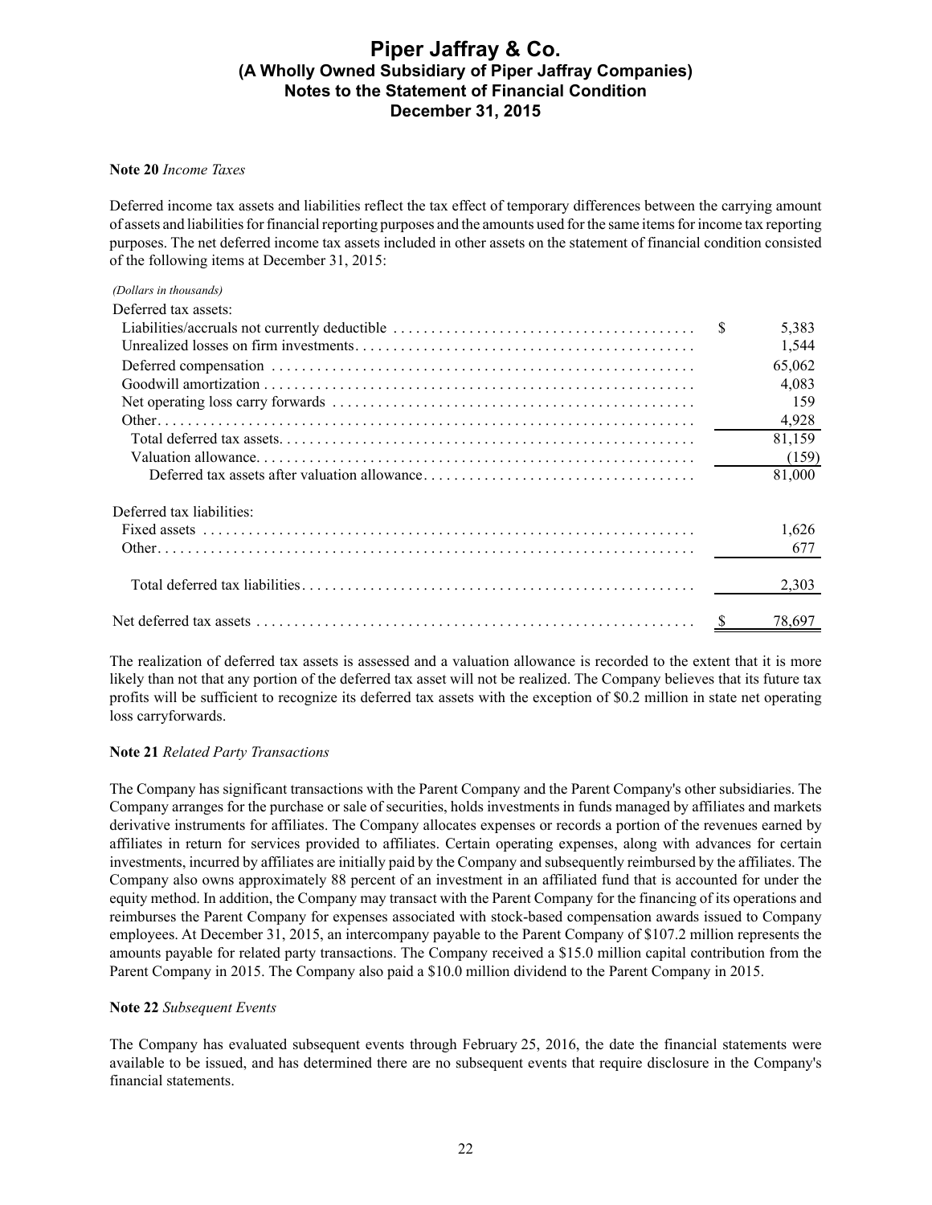**Note 20** *Income Taxes*

Deferred income tax assets and liabilities reflect the tax effect of temporary differences between the carrying amount of assets and liabilities for financial reporting purposes and the amounts used for the same items for income tax reporting purposes. The net deferred income tax assets included in other assets on the statement of financial condition consisted of the following items at December 31, 2015:

*(Dollars in thousands)*

| | |
|---|---|
| Deferred tax assets: | |
| Liabilities/accruals not currently deductible | $ 5,383 |
| Unrealized losses on firm investments | 1,544 |
| Deferred compensation | 65,062 |
| Goodwill amortization | 4,083 |
| Net operating loss carry forwards | 159 |
| Other | 4,928 |
| Total deferred tax assets | 81,159 |
| Valuation allowance | (159) |
| Deferred tax assets after valuation allowance | 81,000 |
| | |
| Deferred tax liabilities: | |
| Fixed assets | 1,626 |
| Other | 677 |
| | |
| Total deferred tax liabilities | 2,303 |
| | |
| Net deferred tax assets | $ 78,697 |

The realization of deferred tax assets is assessed and a valuation allowance is recorded to the extent that it is more likely than not that any portion of the deferred tax asset will not be realized. The Company believes that its future tax profits will be sufficient to recognize its deferred tax assets with the exception of $0.2 million in state net operating loss carryforwards.

**Note 21** *Related Party Transactions*

The Company has significant transactions with the Parent Company and the Parent Company's other subsidiaries. The Company arranges for the purchase or sale of securities, holds investments in funds managed by affiliates and markets derivative instruments for affiliates. The Company allocates expenses or records a portion of the revenues earned by affiliates in return for services provided to affiliates. Certain operating expenses, along with advances for certain investments, incurred by affiliates are initially paid by the Company and subsequently reimbursed by the affiliates. The Company also owns approximately 88 percent of an investment in an affiliated fund that is accounted for under the equity method. In addition, the Company may transact with the Parent Company for the financing of its operations and reimburses the Parent Company for expenses associated with stock-based compensation awards issued to Company employees. At December 31, 2015, an intercompany payable to the Parent Company of $107.2 million represents the amounts payable for related party transactions. The Company received a $15.0 million capital contribution from the Parent Company in 2015. The Company also paid a $10.0 million dividend to the Parent Company in 2015.

**Note 22** *Subsequent Events*

The Company has evaluated subsequent events through February 25, 2016, the date the financial statements were available to be issued, and has determined there are no subsequent events that require disclosure in the Company's financial statements.